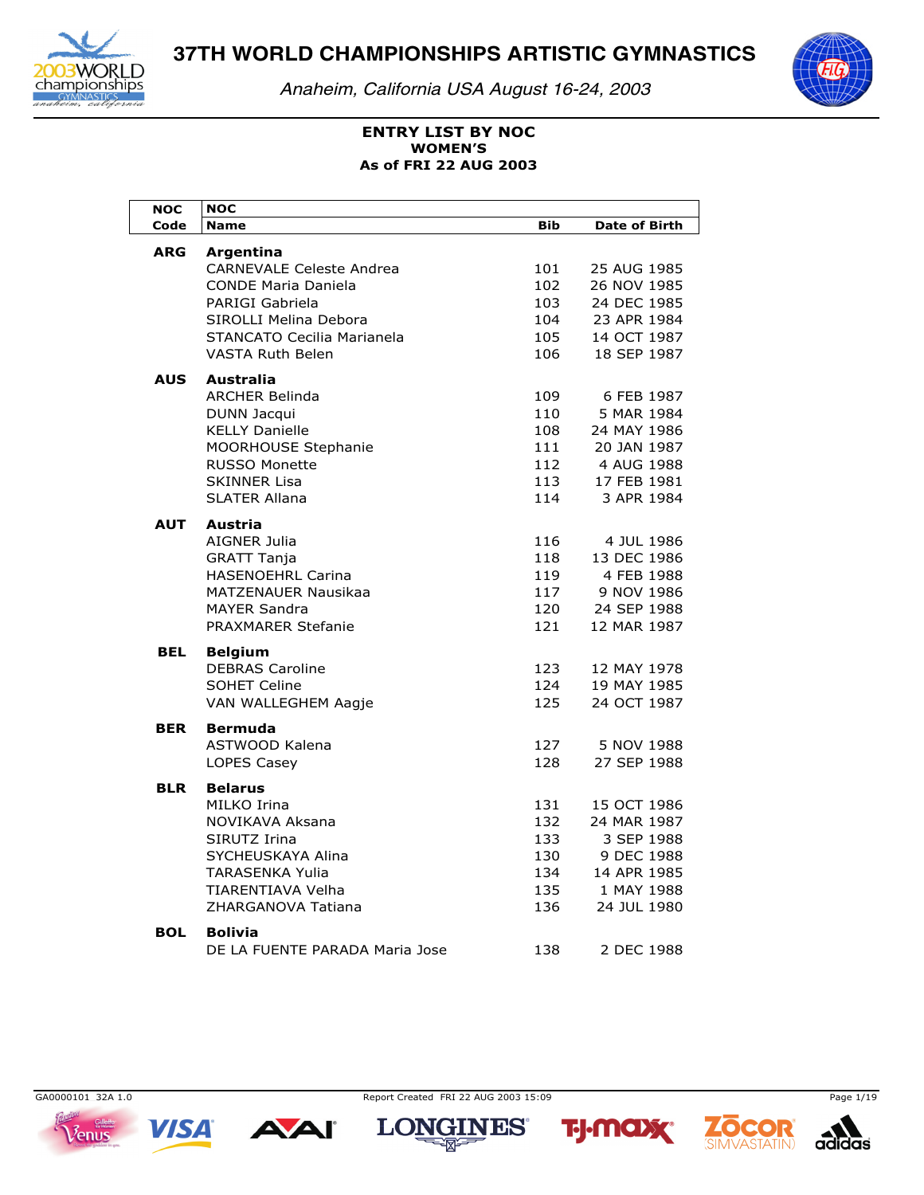# 37TH WORLD CHAMPIONSHIPS ARTISTIC GYMNASTICS

*Anaheim, California USA August 16-24, 2003*

**ENTRY LIST BY NOC**
**WOMEN'S**
**As of FRI 22 AUG 2003**

| NOC Code | NOC Name | Bib | Date of Birth |
|---|---|---|---|
| **ARG** | **Argentina** | | |
| | CARNEVALE Celeste Andrea | 101 | 25 AUG 1985 |
| | CONDE Maria Daniela | 102 | 26 NOV 1985 |
| | PARIGI Gabriela | 103 | 24 DEC 1985 |
| | SIROLLI Melina Debora | 104 | 23 APR 1984 |
| | STANCATO Cecilia Marianela | 105 | 14 OCT 1987 |
| | VASTA Ruth Belen | 106 | 18 SEP 1987 |
| **AUS** | **Australia** | | |
| | ARCHER Belinda | 109 | 6 FEB 1987 |
| | DUNN Jacqui | 110 | 5 MAR 1984 |
| | KELLY Danielle | 108 | 24 MAY 1986 |
| | MOORHOUSE Stephanie | 111 | 20 JAN 1987 |
| | RUSSO Monette | 112 | 4 AUG 1988 |
| | SKINNER Lisa | 113 | 17 FEB 1981 |
| | SLATER Allana | 114 | 3 APR 1984 |
| **AUT** | **Austria** | | |
| | AIGNER Julia | 116 | 4 JUL 1986 |
| | GRATT Tanja | 118 | 13 DEC 1986 |
| | HASENOEHRL Carina | 119 | 4 FEB 1988 |
| | MATZENAUER Nausikaa | 117 | 9 NOV 1986 |
| | MAYER Sandra | 120 | 24 SEP 1988 |
| | PRAXMARER Stefanie | 121 | 12 MAR 1987 |
| **BEL** | **Belgium** | | |
| | DEBRAS Caroline | 123 | 12 MAY 1978 |
| | SOHET Celine | 124 | 19 MAY 1985 |
| | VAN WALLEGHEM Aagje | 125 | 24 OCT 1987 |
| **BER** | **Bermuda** | | |
| | ASTWOOD Kalena | 127 | 5 NOV 1988 |
| | LOPES Casey | 128 | 27 SEP 1988 |
| **BLR** | **Belarus** | | |
| | MILKO Irina | 131 | 15 OCT 1986 |
| | NOVIKAVA Aksana | 132 | 24 MAR 1987 |
| | SIRUTZ Irina | 133 | 3 SEP 1988 |
| | SYCHEUSKAYA Alina | 130 | 9 DEC 1988 |
| | TARASENKA Yulia | 134 | 14 APR 1985 |
| | TIARENTIAVA Velha | 135 | 1 MAY 1988 |
| | ZHARGANOVA Tatiana | 136 | 24 JUL 1980 |
| **BOL** | **Bolivia** | | |
| | DE LA FUENTE PARADA Maria Jose | 138 | 2 DEC 1988 |

GA0000101 32A 1.0 Report Created FRI 22 AUG 2003 15:09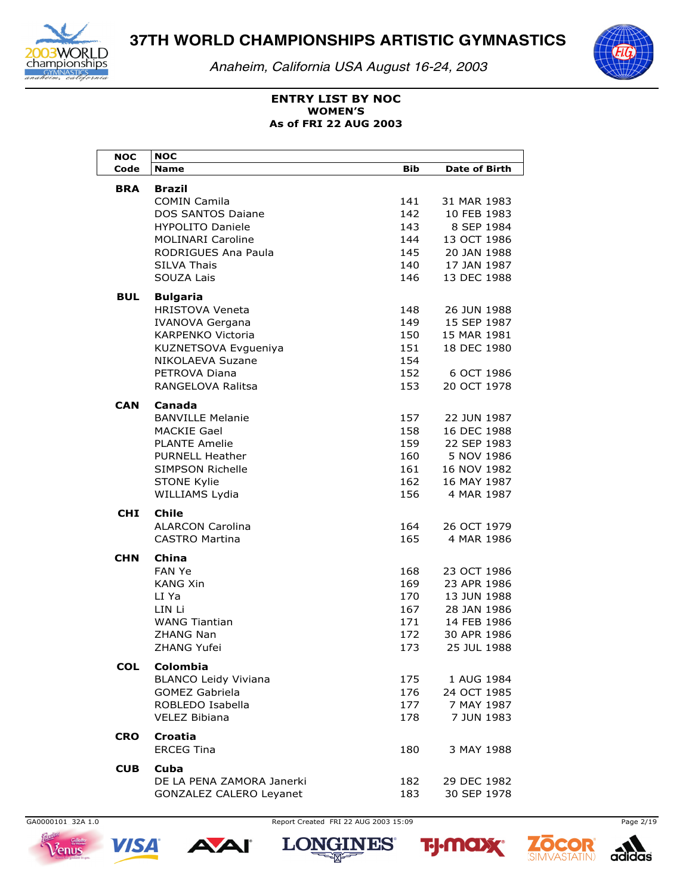# 37TH WORLD CHAMPIONSHIPS ARTISTIC GYMNASTICS

*Anaheim, California USA August 16-24, 2003*

**ENTRY LIST BY NOC**
**WOMEN'S**
**As of FRI 22 AUG 2003**

| NOC Code | NOC Name | Bib | Date of Birth |
|---|---|---|---|
| **BRA** | **Brazil** | | |
| | COMIN Camila | 141 | 31 MAR 1983 |
| | DOS SANTOS Daiane | 142 | 10 FEB 1983 |
| | HYPOLITO Daniele | 143 | 8 SEP 1984 |
| | MOLINARI Caroline | 144 | 13 OCT 1986 |
| | RODRIGUES Ana Paula | 145 | 20 JAN 1988 |
| | SILVA Thais | 140 | 17 JAN 1987 |
| | SOUZA Lais | 146 | 13 DEC 1988 |
| **BUL** | **Bulgaria** | | |
| | HRISTOVA Veneta | 148 | 26 JUN 1988 |
| | IVANOVA Gergana | 149 | 15 SEP 1987 |
| | KARPENKO Victoria | 150 | 15 MAR 1981 |
| | KUZNETSOVA Evgueniya | 151 | 18 DEC 1980 |
| | NIKOLAEVA Suzane | 154 | |
| | PETROVA Diana | 152 | 6 OCT 1986 |
| | RANGELOVA Ralitsa | 153 | 20 OCT 1978 |
| **CAN** | **Canada** | | |
| | BANVILLE Melanie | 157 | 22 JUN 1987 |
| | MACKIE Gael | 158 | 16 DEC 1988 |
| | PLANTE Amelie | 159 | 22 SEP 1983 |
| | PURNELL Heather | 160 | 5 NOV 1986 |
| | SIMPSON Richelle | 161 | 16 NOV 1982 |
| | STONE Kylie | 162 | 16 MAY 1987 |
| | WILLIAMS Lydia | 156 | 4 MAR 1987 |
| **CHI** | **Chile** | | |
| | ALARCON Carolina | 164 | 26 OCT 1979 |
| | CASTRO Martina | 165 | 4 MAR 1986 |
| **CHN** | **China** | | |
| | FAN Ye | 168 | 23 OCT 1986 |
| | KANG Xin | 169 | 23 APR 1986 |
| | LI Ya | 170 | 13 JUN 1988 |
| | LIN Li | 167 | 28 JAN 1986 |
| | WANG Tiantian | 171 | 14 FEB 1986 |
| | ZHANG Nan | 172 | 30 APR 1986 |
| | ZHANG Yufei | 173 | 25 JUL 1988 |
| **COL** | **Colombia** | | |
| | BLANCO Leidy Viviana | 175 | 1 AUG 1984 |
| | GOMEZ Gabriela | 176 | 24 OCT 1985 |
| | ROBLEDO Isabella | 177 | 7 MAY 1987 |
| | VELEZ Bibiana | 178 | 7 JUN 1983 |
| **CRO** | **Croatia** | | |
| | ERCEG Tina | 180 | 3 MAY 1988 |
| **CUB** | **Cuba** | | |
| | DE LA PENA ZAMORA Janerki | 182 | 29 DEC 1982 |
| | GONZALEZ CALERO Leyanet | 183 | 30 SEP 1978 |

GA0000101 32A 1.0 Report Created FRI 22 AUG 2003 15:09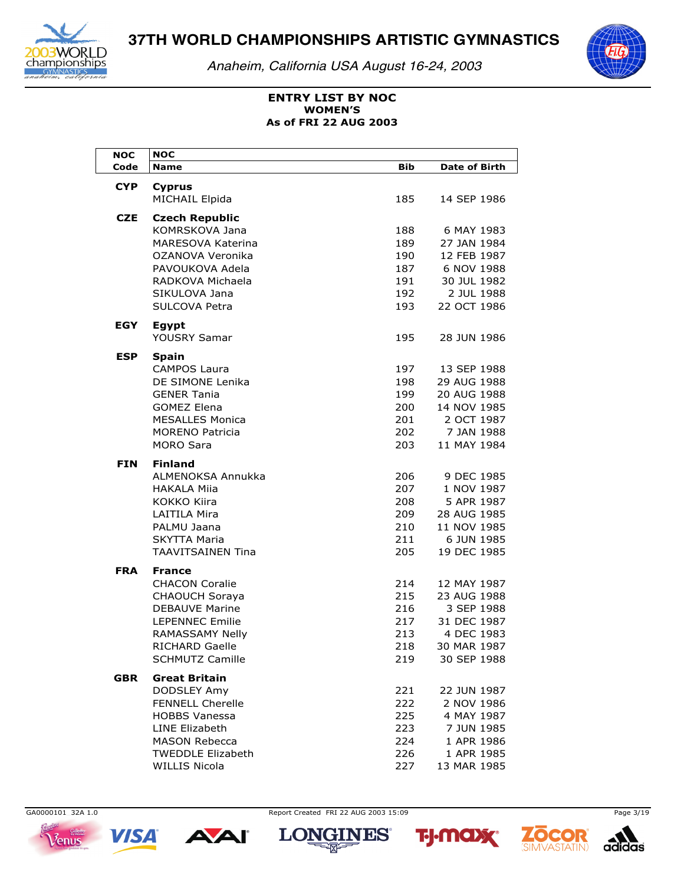# 37TH WORLD CHAMPIONSHIPS ARTISTIC GYMNASTICS

*Anaheim, California USA August 16-24, 2003*

**ENTRY LIST BY NOC**
**WOMEN'S**
**As of FRI 22 AUG 2003**

| NOC Code | NOC Name | Bib | Date of Birth |
|---|---|---|---|
| **CYP** | **Cyprus** | | |
| | MICHAIL Elpida | 185 | 14 SEP 1986 |
| **CZE** | **Czech Republic** | | |
| | KOMRSKOVA Jana | 188 | 6 MAY 1983 |
| | MARESOVA Katerina | 189 | 27 JAN 1984 |
| | OZANOVA Veronika | 190 | 12 FEB 1987 |
| | PAVOUKOVA Adela | 187 | 6 NOV 1988 |
| | RADKOVA Michaela | 191 | 30 JUL 1982 |
| | SIKULOVA Jana | 192 | 2 JUL 1988 |
| | SULCOVA Petra | 193 | 22 OCT 1986 |
| **EGY** | **Egypt** | | |
| | YOUSRY Samar | 195 | 28 JUN 1986 |
| **ESP** | **Spain** | | |
| | CAMPOS Laura | 197 | 13 SEP 1988 |
| | DE SIMONE Lenika | 198 | 29 AUG 1988 |
| | GENER Tania | 199 | 20 AUG 1988 |
| | GOMEZ Elena | 200 | 14 NOV 1985 |
| | MESALLES Monica | 201 | 2 OCT 1987 |
| | MORENO Patricia | 202 | 7 JAN 1988 |
| | MORO Sara | 203 | 11 MAY 1984 |
| **FIN** | **Finland** | | |
| | ALMENOKSA Annukka | 206 | 9 DEC 1985 |
| | HAKALA Miia | 207 | 1 NOV 1987 |
| | KOKKO Kiira | 208 | 5 APR 1987 |
| | LAITILA Mira | 209 | 28 AUG 1985 |
| | PALMU Jaana | 210 | 11 NOV 1985 |
| | SKYTTA Maria | 211 | 6 JUN 1985 |
| | TAAVITSAINEN Tina | 205 | 19 DEC 1985 |
| **FRA** | **France** | | |
| | CHACON Coralie | 214 | 12 MAY 1987 |
| | CHAOUCH Soraya | 215 | 23 AUG 1988 |
| | DEBAUVE Marine | 216 | 3 SEP 1988 |
| | LEPENNEC Emilie | 217 | 31 DEC 1987 |
| | RAMASSAMY Nelly | 213 | 4 DEC 1983 |
| | RICHARD Gaelle | 218 | 30 MAR 1987 |
| | SCHMUTZ Camille | 219 | 30 SEP 1988 |
| **GBR** | **Great Britain** | | |
| | DODSLEY Amy | 221 | 22 JUN 1987 |
| | FENNELL Cherelle | 222 | 2 NOV 1986 |
| | HOBBS Vanessa | 225 | 4 MAY 1987 |
| | LINE Elizabeth | 223 | 7 JUN 1985 |
| | MASON Rebecca | 224 | 1 APR 1986 |
| | TWEDDLE Elizabeth | 226 | 1 APR 1985 |
| | WILLIS Nicola | 227 | 13 MAR 1985 |

GA0000101 32A 1.0 Report Created FRI 22 AUG 2003 15:09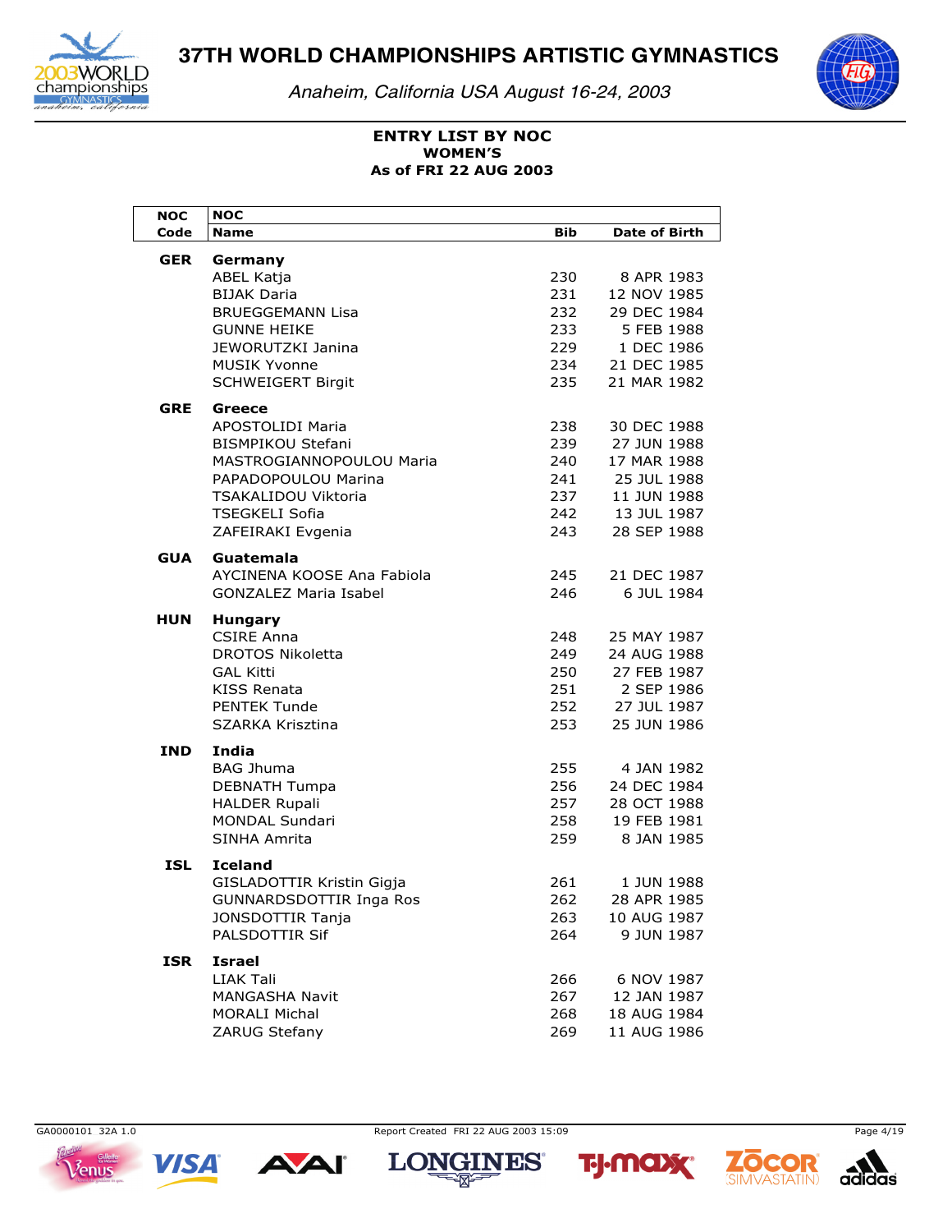# 37TH WORLD CHAMPIONSHIPS ARTISTIC GYMNASTICS

*Anaheim, California USA August 16-24, 2003*

**ENTRY LIST BY NOC**
**WOMEN'S**
**As of FRI 22 AUG 2003**

| NOC Code | NOC Name | Bib | Date of Birth |
|---|---|---|---|
| **GER** | **Germany** | | |
| | ABEL Katja | 230 | 8 APR 1983 |
| | BIJAK Daria | 231 | 12 NOV 1985 |
| | BRUEGGEMANN Lisa | 232 | 29 DEC 1984 |
| | GUNNE HEIKE | 233 | 5 FEB 1988 |
| | JEWORUTZKI Janina | 229 | 1 DEC 1986 |
| | MUSIK Yvonne | 234 | 21 DEC 1985 |
| | SCHWEIGERT Birgit | 235 | 21 MAR 1982 |
| **GRE** | **Greece** | | |
| | APOSTOLIDI Maria | 238 | 30 DEC 1988 |
| | BISMPIKOU Stefani | 239 | 27 JUN 1988 |
| | MASTROGIANNOPOULOU Maria | 240 | 17 MAR 1988 |
| | PAPADOPOULOU Marina | 241 | 25 JUL 1988 |
| | TSAKALIDOU Viktoria | 237 | 11 JUN 1988 |
| | TSEGKELI Sofia | 242 | 13 JUL 1987 |
| | ZAFEIRAKI Evgenia | 243 | 28 SEP 1988 |
| **GUA** | **Guatemala** | | |
| | AYCINENA KOOSE Ana Fabiola | 245 | 21 DEC 1987 |
| | GONZALEZ Maria Isabel | 246 | 6 JUL 1984 |
| **HUN** | **Hungary** | | |
| | CSIRE Anna | 248 | 25 MAY 1987 |
| | DROTOS Nikoletta | 249 | 24 AUG 1988 |
| | GAL Kitti | 250 | 27 FEB 1987 |
| | KISS Renata | 251 | 2 SEP 1986 |
| | PENTEK Tunde | 252 | 27 JUL 1987 |
| | SZARKA Krisztina | 253 | 25 JUN 1986 |
| **IND** | **India** | | |
| | BAG Jhuma | 255 | 4 JAN 1982 |
| | DEBNATH Tumpa | 256 | 24 DEC 1984 |
| | HALDER Rupali | 257 | 28 OCT 1988 |
| | MONDAL Sundari | 258 | 19 FEB 1981 |
| | SINHA Amrita | 259 | 8 JAN 1985 |
| **ISL** | **Iceland** | | |
| | GISLADOTTIR Kristin Gigja | 261 | 1 JUN 1988 |
| | GUNNARSDOTTIR Inga Ros | 262 | 28 APR 1985 |
| | JONSDOTTIR Tanja | 263 | 10 AUG 1987 |
| | PALSDOTTIR Sif | 264 | 9 JUN 1987 |
| **ISR** | **Israel** | | |
| | LIAK Tali | 266 | 6 NOV 1987 |
| | MANGASHA Navit | 267 | 12 JAN 1987 |
| | MORALI Michal | 268 | 18 AUG 1984 |
| | ZARUG Stefany | 269 | 11 AUG 1986 |

GA0000101 32A 1.0 Report Created FRI 22 AUG 2003 15:09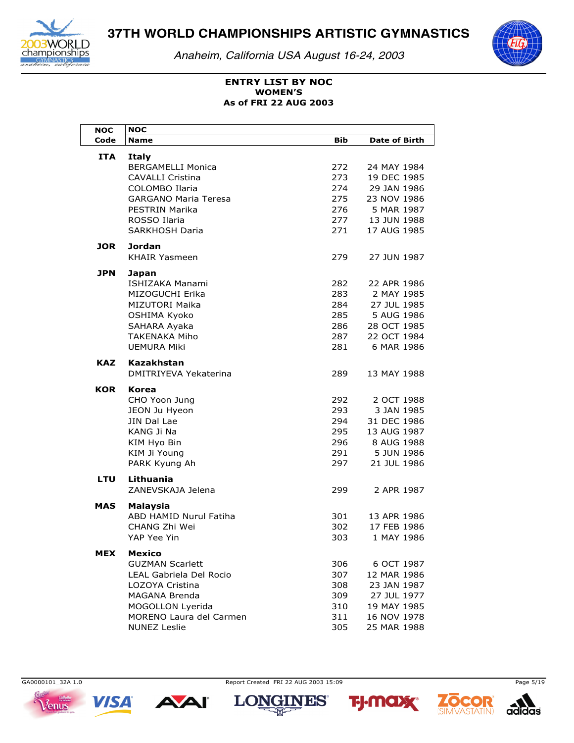# 37TH WORLD CHAMPIONSHIPS ARTISTIC GYMNASTICS

*Anaheim, California USA August 16-24, 2003*

**ENTRY LIST BY NOC**
**WOMEN'S**
**As of FRI 22 AUG 2003**

| NOC Code | NOC Name | Bib | Date of Birth |
|---|---|---|---|
| **ITA** | **Italy** | | |
| | BERGAMELLI Monica | 272 | 24 MAY 1984 |
| | CAVALLI Cristina | 273 | 19 DEC 1985 |
| | COLOMBO Ilaria | 274 | 29 JAN 1986 |
| | GARGANO Maria Teresa | 275 | 23 NOV 1986 |
| | PESTRIN Marika | 276 | 5 MAR 1987 |
| | ROSSO Ilaria | 277 | 13 JUN 1988 |
| | SARKHOSH Daria | 271 | 17 AUG 1985 |
| **JOR** | **Jordan** | | |
| | KHAIR Yasmeen | 279 | 27 JUN 1987 |
| **JPN** | **Japan** | | |
| | ISHIZAKA Manami | 282 | 22 APR 1986 |
| | MIZOGUCHI Erika | 283 | 2 MAY 1985 |
| | MIZUTORI Maika | 284 | 27 JUL 1985 |
| | OSHIMA Kyoko | 285 | 5 AUG 1986 |
| | SAHARA Ayaka | 286 | 28 OCT 1985 |
| | TAKENAKA Miho | 287 | 22 OCT 1984 |
| | UEMURA Miki | 281 | 6 MAR 1986 |
| **KAZ** | **Kazakhstan** | | |
| | DMITRIYEVA Yekaterina | 289 | 13 MAY 1988 |
| **KOR** | **Korea** | | |
| | CHO Yoon Jung | 292 | 2 OCT 1988 |
| | JEON Ju Hyeon | 293 | 3 JAN 1985 |
| | JIN Dal Lae | 294 | 31 DEC 1986 |
| | KANG Ji Na | 295 | 13 AUG 1987 |
| | KIM Hyo Bin | 296 | 8 AUG 1988 |
| | KIM Ji Young | 291 | 5 JUN 1986 |
| | PARK Kyung Ah | 297 | 21 JUL 1986 |
| **LTU** | **Lithuania** | | |
| | ZANEVSKAJA Jelena | 299 | 2 APR 1987 |
| **MAS** | **Malaysia** | | |
| | ABD HAMID Nurul Fatiha | 301 | 13 APR 1986 |
| | CHANG Zhi Wei | 302 | 17 FEB 1986 |
| | YAP Yee Yin | 303 | 1 MAY 1986 |
| **MEX** | **Mexico** | | |
| | GUZMAN Scarlett | 306 | 6 OCT 1987 |
| | LEAL Gabriela Del Rocio | 307 | 12 MAR 1986 |
| | LOZOYA Cristina | 308 | 23 JAN 1987 |
| | MAGANA Brenda | 309 | 27 JUL 1977 |
| | MOGOLLON Lyerida | 310 | 19 MAY 1985 |
| | MORENO Laura del Carmen | 311 | 16 NOV 1978 |
| | NUNEZ Leslie | 305 | 25 MAR 1988 |

GA0000101 32A 1.0 Report Created FRI 22 AUG 2003 15:09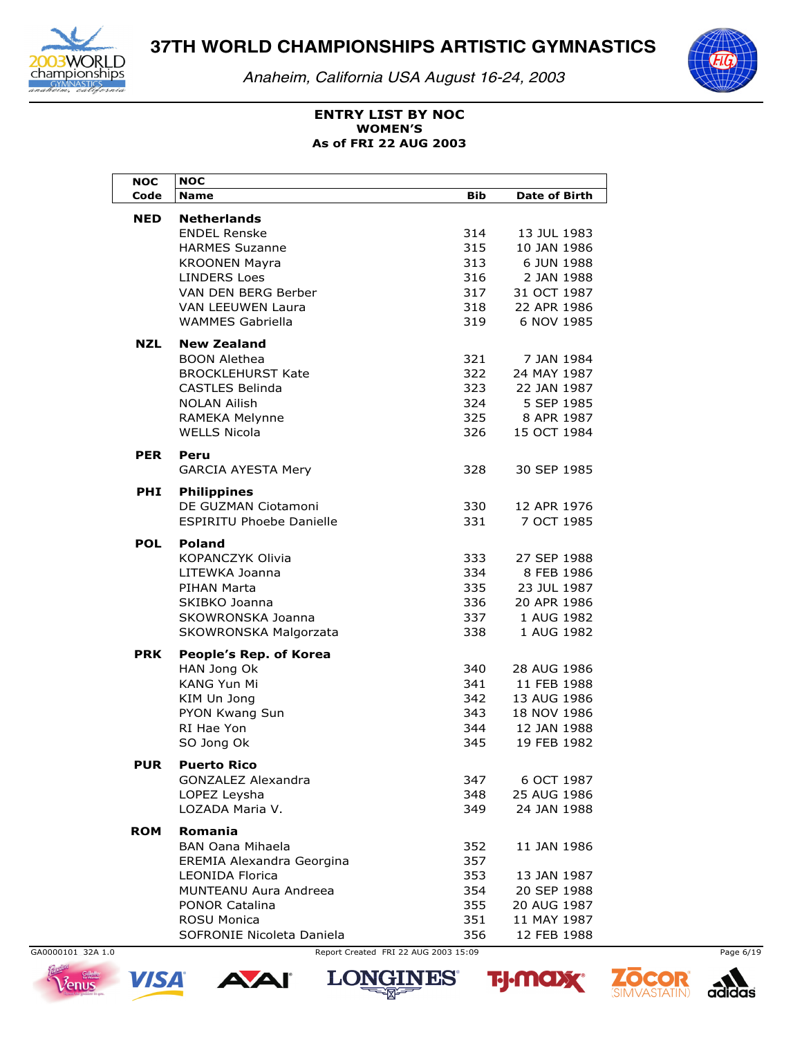# 37TH WORLD CHAMPIONSHIPS ARTISTIC GYMNASTICS

*Anaheim, California USA August 16-24, 2003*

**ENTRY LIST BY NOC**
**WOMEN'S**
**As of FRI 22 AUG 2003**

| NOC Code | NOC Name | Bib | Date of Birth |
|---|---|---|---|
| **NED** | **Netherlands** | | |
| | ENDEL Renske | 314 | 13 JUL 1983 |
| | HARMES Suzanne | 315 | 10 JAN 1986 |
| | KROONEN Mayra | 313 | 6 JUN 1988 |
| | LINDERS Loes | 316 | 2 JAN 1988 |
| | VAN DEN BERG Berber | 317 | 31 OCT 1987 |
| | VAN LEEUWEN Laura | 318 | 22 APR 1986 |
| | WAMMES Gabriella | 319 | 6 NOV 1985 |
| **NZL** | **New Zealand** | | |
| | BOON Alethea | 321 | 7 JAN 1984 |
| | BROCKLEHURST Kate | 322 | 24 MAY 1987 |
| | CASTLES Belinda | 323 | 22 JAN 1987 |
| | NOLAN Ailish | 324 | 5 SEP 1985 |
| | RAMEKA Melynne | 325 | 8 APR 1987 |
| | WELLS Nicola | 326 | 15 OCT 1984 |
| **PER** | **Peru** | | |
| | GARCIA AYESTA Mery | 328 | 30 SEP 1985 |
| **PHI** | **Philippines** | | |
| | DE GUZMAN Ciotamoni | 330 | 12 APR 1976 |
| | ESPIRITU Phoebe Danielle | 331 | 7 OCT 1985 |
| **POL** | **Poland** | | |
| | KOPANCZYK Olivia | 333 | 27 SEP 1988 |
| | LITEWKA Joanna | 334 | 8 FEB 1986 |
| | PIHAN Marta | 335 | 23 JUL 1987 |
| | SKIBKO Joanna | 336 | 20 APR 1986 |
| | SKOWRONSKA Joanna | 337 | 1 AUG 1982 |
| | SKOWRONSKA Malgorzata | 338 | 1 AUG 1982 |
| **PRK** | **People's Rep. of Korea** | | |
| | HAN Jong Ok | 340 | 28 AUG 1986 |
| | KANG Yun Mi | 341 | 11 FEB 1988 |
| | KIM Un Jong | 342 | 13 AUG 1986 |
| | PYON Kwang Sun | 343 | 18 NOV 1986 |
| | RI Hae Yon | 344 | 12 JAN 1988 |
| | SO Jong Ok | 345 | 19 FEB 1982 |
| **PUR** | **Puerto Rico** | | |
| | GONZALEZ Alexandra | 347 | 6 OCT 1987 |
| | LOPEZ Leysha | 348 | 25 AUG 1986 |
| | LOZADA Maria V. | 349 | 24 JAN 1988 |
| **ROM** | **Romania** | | |
| | BAN Oana Mihaela | 352 | 11 JAN 1986 |
| | EREMIA Alexandra Georgina | 357 | |
| | LEONIDA Florica | 353 | 13 JAN 1987 |
| | MUNTEANU Aura Andreea | 354 | 20 SEP 1988 |
| | PONOR Catalina | 355 | 20 AUG 1987 |
| | ROSU Monica | 351 | 11 MAY 1987 |
| | SOFRONIE Nicoleta Daniela | 356 | 12 FEB 1988 |

GA0000101 32A 1.0 Report Created FRI 22 AUG 2003 15:09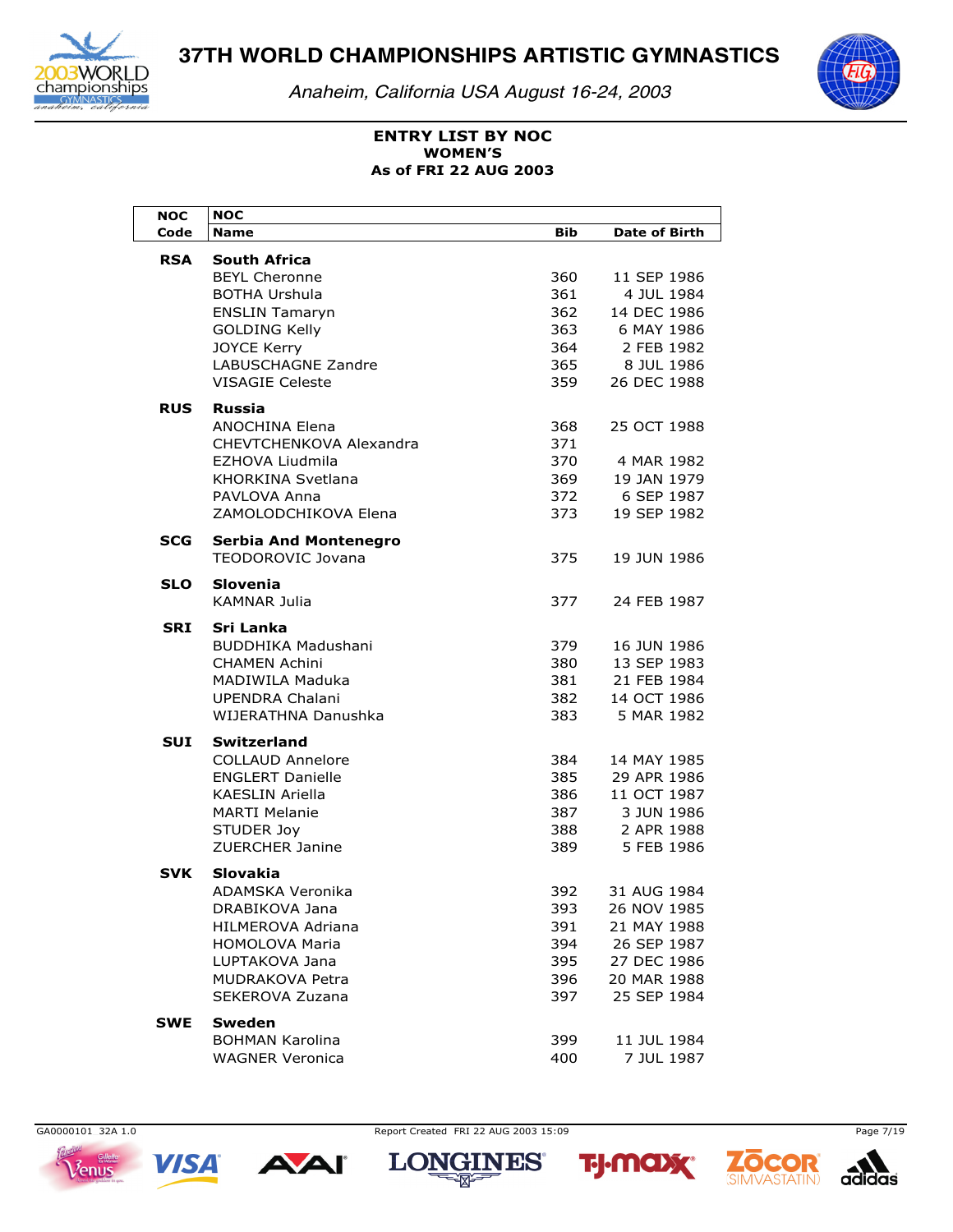## ENTRY LIST BY NOC
### WOMEN'S
### As of FRI 22 AUG 2003

| NOC Code | NOC Name | Bib | Date of Birth |
|---|---|---|---|
| **RSA** | **South Africa** | | |
| | BEYL Cheronne | 360 | 11 SEP 1986 |
| | BOTHA Urshula | 361 | 4 JUL 1984 |
| | ENSLIN Tamaryn | 362 | 14 DEC 1986 |
| | GOLDING Kelly | 363 | 6 MAY 1986 |
| | JOYCE Kerry | 364 | 2 FEB 1982 |
| | LABUSCHAGNE Zandre | 365 | 8 JUL 1986 |
| | VISAGIE Celeste | 359 | 26 DEC 1988 |
| **RUS** | **Russia** | | |
| | ANOCHINA Elena | 368 | 25 OCT 1988 |
| | CHEVTCHENKOVA Alexandra | 371 | |
| | EZHOVA Liudmila | 370 | 4 MAR 1982 |
| | KHORKINA Svetlana | 369 | 19 JAN 1979 |
| | PAVLOVA Anna | 372 | 6 SEP 1987 |
| | ZAMOLODCHIKOVA Elena | 373 | 19 SEP 1982 |
| **SCG** | **Serbia And Montenegro** | | |
| | TEODOROVIC Jovana | 375 | 19 JUN 1986 |
| **SLO** | **Slovenia** | | |
| | KAMNAR Julia | 377 | 24 FEB 1987 |
| **SRI** | **Sri Lanka** | | |
| | BUDDHIKA Madushani | 379 | 16 JUN 1986 |
| | CHAMEN Achini | 380 | 13 SEP 1983 |
| | MADIWILA Maduka | 381 | 21 FEB 1984 |
| | UPENDRA Chalani | 382 | 14 OCT 1986 |
| | WIJERATHNA Danushka | 383 | 5 MAR 1982 |
| **SUI** | **Switzerland** | | |
| | COLLAUD Annelore | 384 | 14 MAY 1985 |
| | ENGLERT Danielle | 385 | 29 APR 1986 |
| | KAESLIN Ariella | 386 | 11 OCT 1987 |
| | MARTI Melanie | 387 | 3 JUN 1986 |
| | STUDER Joy | 388 | 2 APR 1988 |
| | ZUERCHER Janine | 389 | 5 FEB 1986 |
| **SVK** | **Slovakia** | | |
| | ADAMSKA Veronika | 392 | 31 AUG 1984 |
| | DRABIKOVA Jana | 393 | 26 NOV 1985 |
| | HILMEROVA Adriana | 391 | 21 MAY 1988 |
| | HOMOLOVA Maria | 394 | 26 SEP 1987 |
| | LUPTAKOVA Jana | 395 | 27 DEC 1986 |
| | MUDRAKOVA Petra | 396 | 20 MAR 1988 |
| | SEKEROVA Zuzana | 397 | 25 SEP 1984 |
| **SWE** | **Sweden** | | |
| | BOHMAN Karolina | 399 | 11 JUL 1984 |
| | WAGNER Veronica | 400 | 7 JUL 1987 |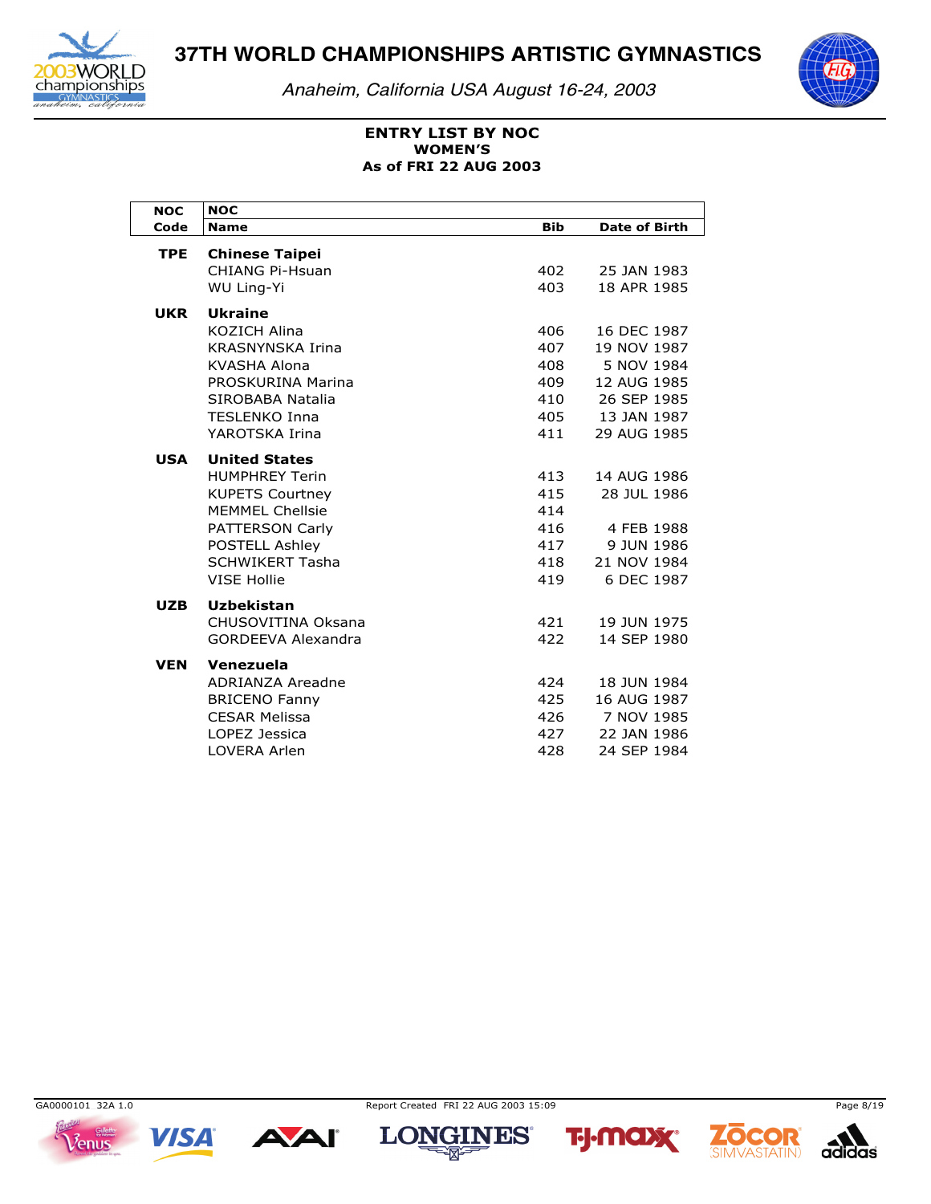# 37TH WORLD CHAMPIONSHIPS ARTISTIC GYMNASTICS

*Anaheim, California USA August 16-24, 2003*

**ENTRY LIST BY NOC**
**WOMEN'S**
**As of FRI 22 AUG 2003**

| NOC Code | NOC Name | Bib | Date of Birth |
|---|---|---|---|
| **TPE** | **Chinese Taipei** | | |
| | CHIANG Pi-Hsuan | 402 | 25 JAN 1983 |
| | WU Ling-Yi | 403 | 18 APR 1985 |
| **UKR** | **Ukraine** | | |
| | KOZICH Alina | 406 | 16 DEC 1987 |
| | KRASNYNSKA Irina | 407 | 19 NOV 1987 |
| | KVASHA Alona | 408 | 5 NOV 1984 |
| | PROSKURINA Marina | 409 | 12 AUG 1985 |
| | SIROBABA Natalia | 410 | 26 SEP 1985 |
| | TESLENKO Inna | 405 | 13 JAN 1987 |
| | YAROTSKA Irina | 411 | 29 AUG 1985 |
| **USA** | **United States** | | |
| | HUMPHREY Terin | 413 | 14 AUG 1986 |
| | KUPETS Courtney | 415 | 28 JUL 1986 |
| | MEMMEL Chellsie | 414 | |
| | PATTERSON Carly | 416 | 4 FEB 1988 |
| | POSTELL Ashley | 417 | 9 JUN 1986 |
| | SCHWIKERT Tasha | 418 | 21 NOV 1984 |
| | VISE Hollie | 419 | 6 DEC 1987 |
| **UZB** | **Uzbekistan** | | |
| | CHUSOVITINA Oksana | 421 | 19 JUN 1975 |
| | GORDEEVA Alexandra | 422 | 14 SEP 1980 |
| **VEN** | **Venezuela** | | |
| | ADRIANZA Areadne | 424 | 18 JUN 1984 |
| | BRICENO Fanny | 425 | 16 AUG 1987 |
| | CESAR Melissa | 426 | 7 NOV 1985 |
| | LOPEZ Jessica | 427 | 22 JAN 1986 |
| | LOVERA Arlen | 428 | 24 SEP 1984 |

GA0000101 32A 1.0 Report Created FRI 22 AUG 2003 15:09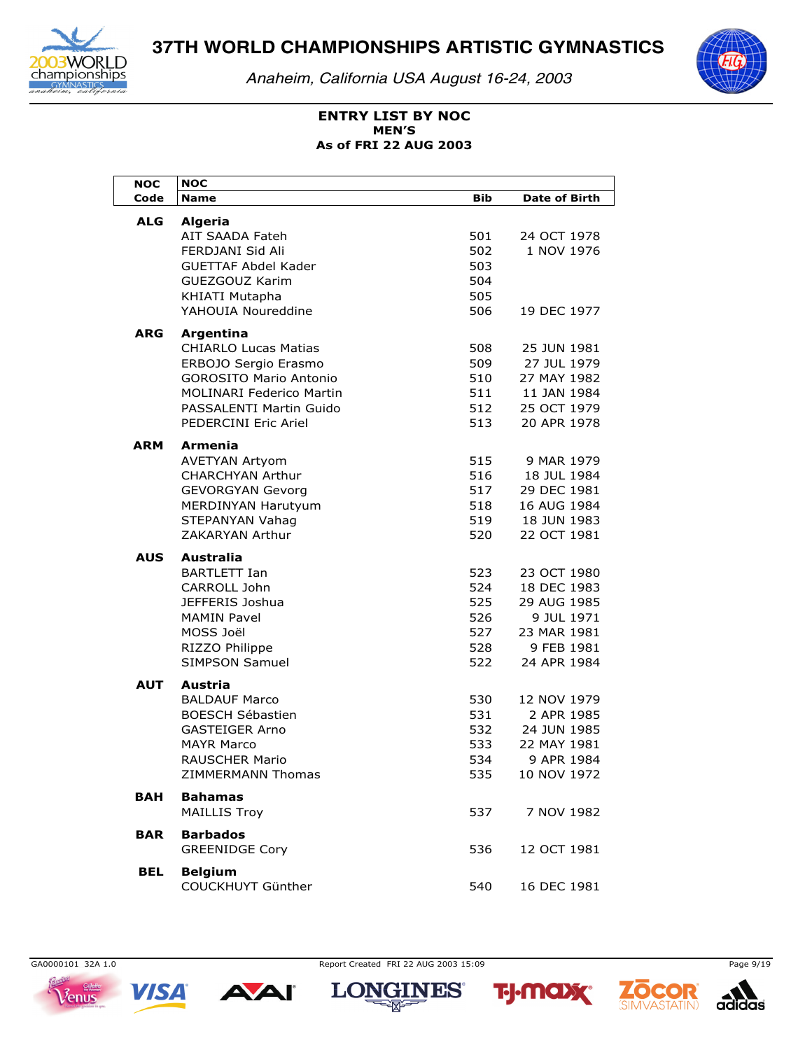# 37TH WORLD CHAMPIONSHIPS ARTISTIC GYMNASTICS

*Anaheim, California USA August 16-24, 2003*

**ENTRY LIST BY NOC**
**MEN'S**
**As of FRI 22 AUG 2003**

| NOC Code | NOC Name | Bib | Date of Birth |
|---|---|---|---|
| **ALG** | **Algeria** | | |
| | AIT SAADA Fateh | 501 | 24 OCT 1978 |
| | FERDJANI Sid Ali | 502 | 1 NOV 1976 |
| | GUETTAF Abdel Kader | 503 | |
| | GUEZGOUZ Karim | 504 | |
| | KHIATI Mutapha | 505 | |
| | YAHOUIA Noureddine | 506 | 19 DEC 1977 |
| **ARG** | **Argentina** | | |
| | CHIARLO Lucas Matias | 508 | 25 JUN 1981 |
| | ERBOJO Sergio Erasmo | 509 | 27 JUL 1979 |
| | GOROSITO Mario Antonio | 510 | 27 MAY 1982 |
| | MOLINARI Federico Martin | 511 | 11 JAN 1984 |
| | PASSALENTI Martin Guido | 512 | 25 OCT 1979 |
| | PEDERCINI Eric Ariel | 513 | 20 APR 1978 |
| **ARM** | **Armenia** | | |
| | AVETYAN Artyom | 515 | 9 MAR 1979 |
| | CHARCHYAN Arthur | 516 | 18 JUL 1984 |
| | GEVORGYAN Gevorg | 517 | 29 DEC 1981 |
| | MERDINYAN Harutyum | 518 | 16 AUG 1984 |
| | STEPANYAN Vahag | 519 | 18 JUN 1983 |
| | ZAKARYAN Arthur | 520 | 22 OCT 1981 |
| **AUS** | **Australia** | | |
| | BARTLETT Ian | 523 | 23 OCT 1980 |
| | CARROLL John | 524 | 18 DEC 1983 |
| | JEFFERIS Joshua | 525 | 29 AUG 1985 |
| | MAMIN Pavel | 526 | 9 JUL 1971 |
| | MOSS Joël | 527 | 23 MAR 1981 |
| | RIZZO Philippe | 528 | 9 FEB 1981 |
| | SIMPSON Samuel | 522 | 24 APR 1984 |
| **AUT** | **Austria** | | |
| | BALDAUF Marco | 530 | 12 NOV 1979 |
| | BOESCH Sébastien | 531 | 2 APR 1985 |
| | GASTEIGER Arno | 532 | 24 JUN 1985 |
| | MAYR Marco | 533 | 22 MAY 1981 |
| | RAUSCHER Mario | 534 | 9 APR 1984 |
| | ZIMMERMANN Thomas | 535 | 10 NOV 1972 |
| **BAH** | **Bahamas** | | |
| | MAILLIS Troy | 537 | 7 NOV 1982 |
| **BAR** | **Barbados** | | |
| | GREENIDGE Cory | 536 | 12 OCT 1981 |
| **BEL** | **Belgium** | | |
| | COUCKHUYT Günther | 540 | 16 DEC 1981 |

GA0000101 32A 1.0 Report Created FRI 22 AUG 2003 15:09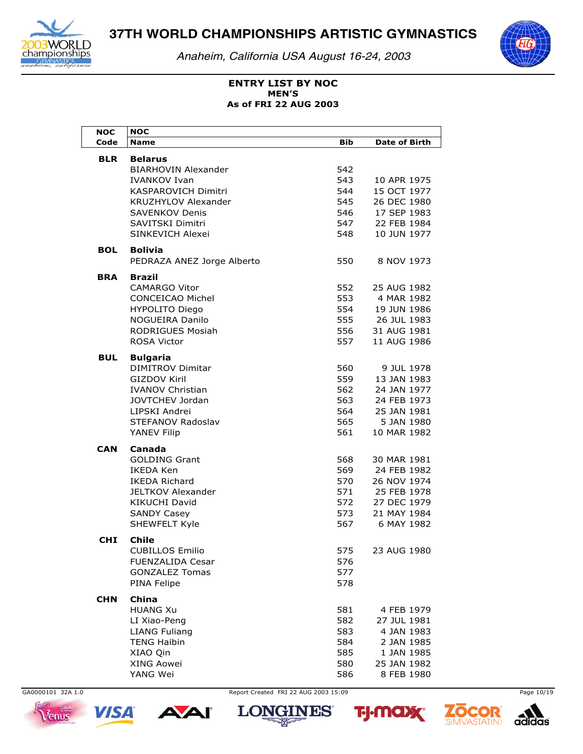# 37TH WORLD CHAMPIONSHIPS ARTISTIC GYMNASTICS

*Anaheim, California USA August 16-24, 2003*

**ENTRY LIST BY NOC**
**MEN'S**
**As of FRI 22 AUG 2003**

| NOC Code | NOC Name | Bib | Date of Birth |
|---|---|---|---|
| **BLR** | **Belarus** | | |
| | BIARHOVIN Alexander | 542 | |
| | IVANKOV Ivan | 543 | 10 APR 1975 |
| | KASPAROVICH Dimitri | 544 | 15 OCT 1977 |
| | KRUZHYLOV Alexander | 545 | 26 DEC 1980 |
| | SAVENKOV Denis | 546 | 17 SEP 1983 |
| | SAVITSKI Dimitri | 547 | 22 FEB 1984 |
| | SINKEVICH Alexei | 548 | 10 JUN 1977 |
| **BOL** | **Bolivia** | | |
| | PEDRAZA ANEZ Jorge Alberto | 550 | 8 NOV 1973 |
| **BRA** | **Brazil** | | |
| | CAMARGO Vitor | 552 | 25 AUG 1982 |
| | CONCEICAO Michel | 553 | 4 MAR 1982 |
| | HYPOLITO Diego | 554 | 19 JUN 1986 |
| | NOGUEIRA Danilo | 555 | 26 JUL 1983 |
| | RODRIGUES Mosiah | 556 | 31 AUG 1981 |
| | ROSA Victor | 557 | 11 AUG 1986 |
| **BUL** | **Bulgaria** | | |
| | DIMITROV Dimitar | 560 | 9 JUL 1978 |
| | GIZDOV Kiril | 559 | 13 JAN 1983 |
| | IVANOV Christian | 562 | 24 JAN 1977 |
| | JOVTCHEV Jordan | 563 | 24 FEB 1973 |
| | LIPSKI Andrei | 564 | 25 JAN 1981 |
| | STEFANOV Radoslav | 565 | 5 JAN 1980 |
| | YANEV Filip | 561 | 10 MAR 1982 |
| **CAN** | **Canada** | | |
| | GOLDING Grant | 568 | 30 MAR 1981 |
| | IKEDA Ken | 569 | 24 FEB 1982 |
| | IKEDA Richard | 570 | 26 NOV 1974 |
| | JELTKOV Alexander | 571 | 25 FEB 1978 |
| | KIKUCHI David | 572 | 27 DEC 1979 |
| | SANDY Casey | 573 | 21 MAY 1984 |
| | SHEWFELT Kyle | 567 | 6 MAY 1982 |
| **CHI** | **Chile** | | |
| | CUBILLOS Emilio | 575 | 23 AUG 1980 |
| | FUENZALIDA Cesar | 576 | |
| | GONZALEZ Tomas | 577 | |
| | PINA Felipe | 578 | |
| **CHN** | **China** | | |
| | HUANG Xu | 581 | 4 FEB 1979 |
| | LI Xiao-Peng | 582 | 27 JUL 1981 |
| | LIANG Fuliang | 583 | 4 JAN 1983 |
| | TENG Haibin | 584 | 2 JAN 1985 |
| | XIAO Qin | 585 | 1 JAN 1985 |
| | XING Aowei | 580 | 25 JAN 1982 |
| | YANG Wei | 586 | 8 FEB 1980 |

GA0000101 32A 1.0 Report Created FRI 22 AUG 2003 15:09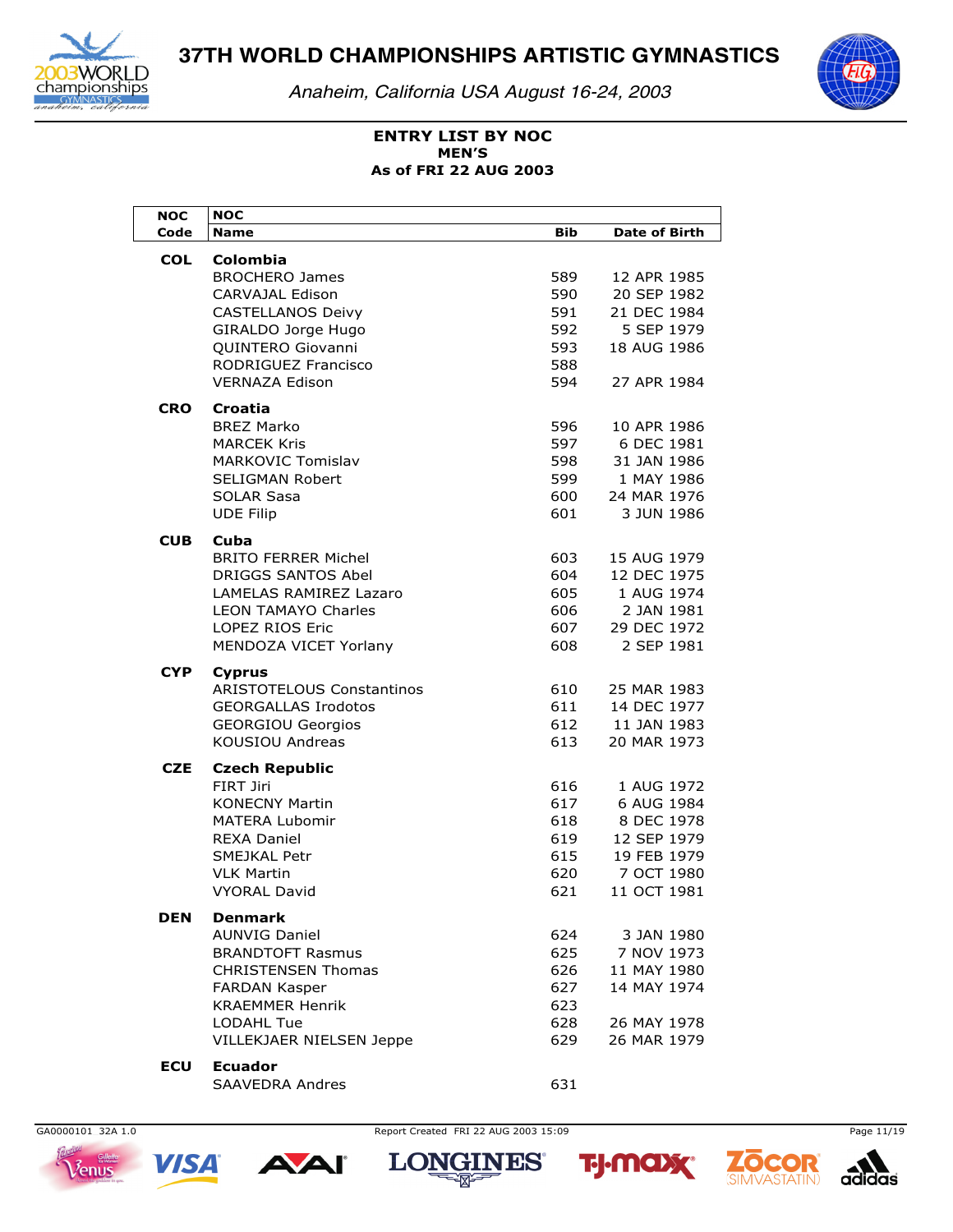# 37TH WORLD CHAMPIONSHIPS ARTISTIC GYMNASTICS

*Anaheim, California USA August 16-24, 2003*

**ENTRY LIST BY NOC**
**MEN'S**
**As of FRI 22 AUG 2003**

| NOC Code | NOC Name | Bib | Date of Birth |
|---|---|---|---|
| **COL** | **Colombia** | | |
| | BROCHERO James | 589 | 12 APR 1985 |
| | CARVAJAL Edison | 590 | 20 SEP 1982 |
| | CASTELLANOS Deivy | 591 | 21 DEC 1984 |
| | GIRALDO Jorge Hugo | 592 | 5 SEP 1979 |
| | QUINTERO Giovanni | 593 | 18 AUG 1986 |
| | RODRIGUEZ Francisco | 588 | |
| | VERNAZA Edison | 594 | 27 APR 1984 |
| **CRO** | **Croatia** | | |
| | BREZ Marko | 596 | 10 APR 1986 |
| | MARCEK Kris | 597 | 6 DEC 1981 |
| | MARKOVIC Tomislav | 598 | 31 JAN 1986 |
| | SELIGMAN Robert | 599 | 1 MAY 1986 |
| | SOLAR Sasa | 600 | 24 MAR 1976 |
| | UDE Filip | 601 | 3 JUN 1986 |
| **CUB** | **Cuba** | | |
| | BRITO FERRER Michel | 603 | 15 AUG 1979 |
| | DRIGGS SANTOS Abel | 604 | 12 DEC 1975 |
| | LAMELAS RAMIREZ Lazaro | 605 | 1 AUG 1974 |
| | LEON TAMAYO Charles | 606 | 2 JAN 1981 |
| | LOPEZ RIOS Eric | 607 | 29 DEC 1972 |
| | MENDOZA VICET Yorlany | 608 | 2 SEP 1981 |
| **CYP** | **Cyprus** | | |
| | ARISTOTELOUS Constantinos | 610 | 25 MAR 1983 |
| | GEORGALLAS Irodotos | 611 | 14 DEC 1977 |
| | GEORGIOU Georgios | 612 | 11 JAN 1983 |
| | KOUSIOU Andreas | 613 | 20 MAR 1973 |
| **CZE** | **Czech Republic** | | |
| | FIRT Jiri | 616 | 1 AUG 1972 |
| | KONECNY Martin | 617 | 6 AUG 1984 |
| | MATERA Lubomir | 618 | 8 DEC 1978 |
| | REXA Daniel | 619 | 12 SEP 1979 |
| | SMEJKAL Petr | 615 | 19 FEB 1979 |
| | VLK Martin | 620 | 7 OCT 1980 |
| | VYORAL David | 621 | 11 OCT 1981 |
| **DEN** | **Denmark** | | |
| | AUNVIG Daniel | 624 | 3 JAN 1980 |
| | BRANDTOFT Rasmus | 625 | 7 NOV 1973 |
| | CHRISTENSEN Thomas | 626 | 11 MAY 1980 |
| | FARDAN Kasper | 627 | 14 MAY 1974 |
| | KRAEMMER Henrik | 623 | |
| | LODAHL Tue | 628 | 26 MAY 1978 |
| | VILLEKJAER NIELSEN Jeppe | 629 | 26 MAR 1979 |
| **ECU** | **Ecuador** | | |
| | SAAVEDRA Andres | 631 | |

GA0000101 32A 1.0 Report Created FRI 22 AUG 2003 15:09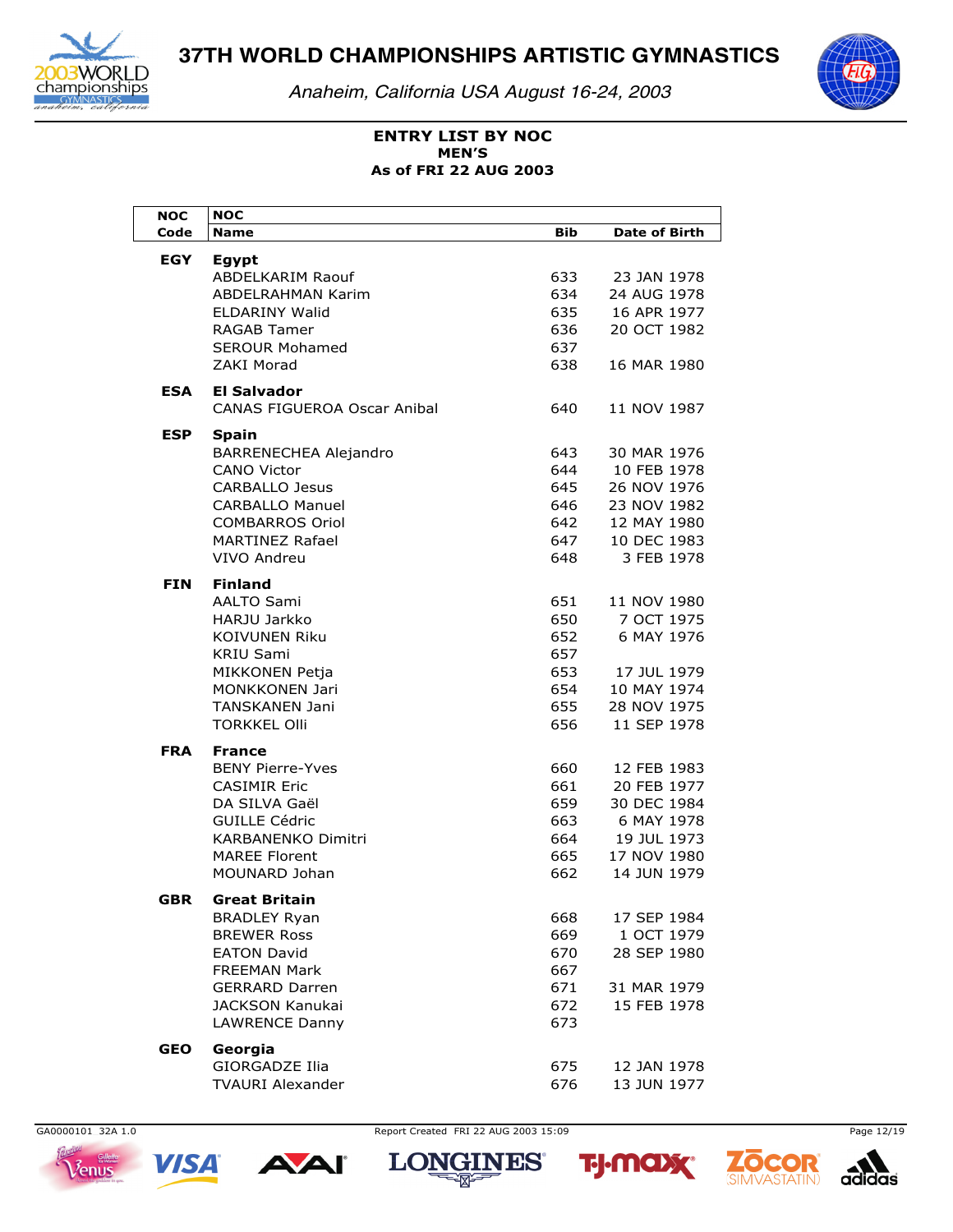# 37TH WORLD CHAMPIONSHIPS ARTISTIC GYMNASTICS

*Anaheim, California USA August 16-24, 2003*

**ENTRY LIST BY NOC**
**MEN'S**
**As of FRI 22 AUG 2003**

| NOC Code | NOC Name | Bib | Date of Birth |
|---|---|---|---|
| **EGY** | **Egypt** | | |
| | ABDELKARIM Raouf | 633 | 23 JAN 1978 |
| | ABDELRAHMAN Karim | 634 | 24 AUG 1978 |
| | ELDARINY Walid | 635 | 16 APR 1977 |
| | RAGAB Tamer | 636 | 20 OCT 1982 |
| | SEROUR Mohamed | 637 | |
| | ZAKI Morad | 638 | 16 MAR 1980 |
| **ESA** | **El Salvador** | | |
| | CANAS FIGUEROA Oscar Anibal | 640 | 11 NOV 1987 |
| **ESP** | **Spain** | | |
| | BARRENECHEA Alejandro | 643 | 30 MAR 1976 |
| | CANO Victor | 644 | 10 FEB 1978 |
| | CARBALLO Jesus | 645 | 26 NOV 1976 |
| | CARBALLO Manuel | 646 | 23 NOV 1982 |
| | COMBARROS Oriol | 642 | 12 MAY 1980 |
| | MARTINEZ Rafael | 647 | 10 DEC 1983 |
| | VIVO Andreu | 648 | 3 FEB 1978 |
| **FIN** | **Finland** | | |
| | AALTO Sami | 651 | 11 NOV 1980 |
| | HARJU Jarkko | 650 | 7 OCT 1975 |
| | KOIVUNEN Riku | 652 | 6 MAY 1976 |
| | KRIU Sami | 657 | |
| | MIKKONEN Petja | 653 | 17 JUL 1979 |
| | MONKKONEN Jari | 654 | 10 MAY 1974 |
| | TANSKANEN Jani | 655 | 28 NOV 1975 |
| | TORKKEL Olli | 656 | 11 SEP 1978 |
| **FRA** | **France** | | |
| | BENY Pierre-Yves | 660 | 12 FEB 1983 |
| | CASIMIR Eric | 661 | 20 FEB 1977 |
| | DA SILVA Gaël | 659 | 30 DEC 1984 |
| | GUILLE Cédric | 663 | 6 MAY 1978 |
| | KARBANENKO Dimitri | 664 | 19 JUL 1973 |
| | MAREE Florent | 665 | 17 NOV 1980 |
| | MOUNARD Johan | 662 | 14 JUN 1979 |
| **GBR** | **Great Britain** | | |
| | BRADLEY Ryan | 668 | 17 SEP 1984 |
| | BREWER Ross | 669 | 1 OCT 1979 |
| | EATON David | 670 | 28 SEP 1980 |
| | FREEMAN Mark | 667 | |
| | GERRARD Darren | 671 | 31 MAR 1979 |
| | JACKSON Kanukai | 672 | 15 FEB 1978 |
| | LAWRENCE Danny | 673 | |
| **GEO** | **Georgia** | | |
| | GIORGADZE Ilia | 675 | 12 JAN 1978 |
| | TVAURI Alexander | 676 | 13 JUN 1977 |

GA0000101 32A 1.0 — Report Created FRI 22 AUG 2003 15:09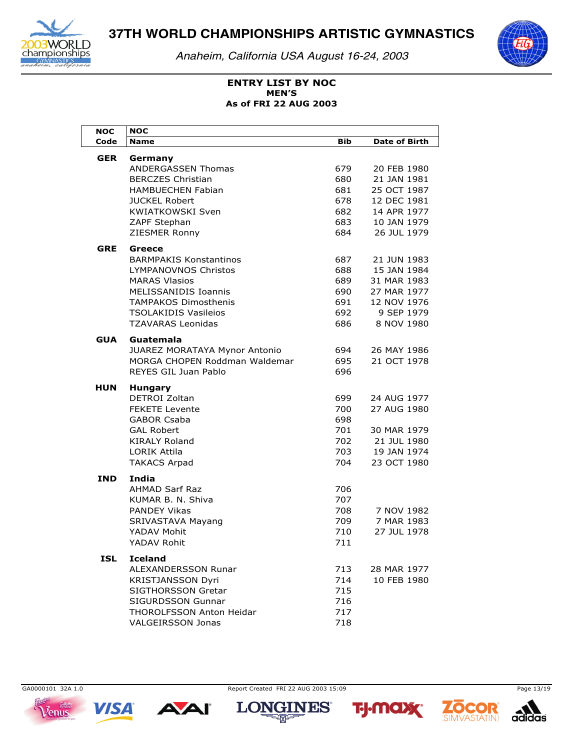# 37TH WORLD CHAMPIONSHIPS ARTISTIC GYMNASTICS

*Anaheim, California USA August 16-24, 2003*

**ENTRY LIST BY NOC**
**MEN'S**
**As of FRI 22 AUG 2003**

| NOC Code | NOC Name | Bib | Date of Birth |
|---|---|---|---|
| **GER** | **Germany** | | |
| | ANDERGASSEN Thomas | 679 | 20 FEB 1980 |
| | BERCZES Christian | 680 | 21 JAN 1981 |
| | HAMBUECHEN Fabian | 681 | 25 OCT 1987 |
| | JUCKEL Robert | 678 | 12 DEC 1981 |
| | KWIATKOWSKI Sven | 682 | 14 APR 1977 |
| | ZAPF Stephan | 683 | 10 JAN 1979 |
| | ZIESMER Ronny | 684 | 26 JUL 1979 |
| **GRE** | **Greece** | | |
| | BARMPAKIS Konstantinos | 687 | 21 JUN 1983 |
| | LYMPANOVNOS Christos | 688 | 15 JAN 1984 |
| | MARAS Vlasios | 689 | 31 MAR 1983 |
| | MELISSANIDIS Ioannis | 690 | 27 MAR 1977 |
| | TAMPAKOS Dimosthenis | 691 | 12 NOV 1976 |
| | TSOLAKIDIS Vasileios | 692 | 9 SEP 1979 |
| | TZAVARAS Leonidas | 686 | 8 NOV 1980 |
| **GUA** | **Guatemala** | | |
| | JUAREZ MORATAYA Mynor Antonio | 694 | 26 MAY 1986 |
| | MORGA CHOPEN Roddman Waldemar | 695 | 21 OCT 1978 |
| | REYES GIL Juan Pablo | 696 | |
| **HUN** | **Hungary** | | |
| | DETROI Zoltan | 699 | 24 AUG 1977 |
| | FEKETE Levente | 700 | 27 AUG 1980 |
| | GABOR Csaba | 698 | |
| | GAL Robert | 701 | 30 MAR 1979 |
| | KIRALY Roland | 702 | 21 JUL 1980 |
| | LORIK Attila | 703 | 19 JAN 1974 |
| | TAKACS Arpad | 704 | 23 OCT 1980 |
| **IND** | **India** | | |
| | AHMAD Sarf Raz | 706 | |
| | KUMAR B. N. Shiva | 707 | |
| | PANDEY Vikas | 708 | 7 NOV 1982 |
| | SRIVASTAVA Mayang | 709 | 7 MAR 1983 |
| | YADAV Mohit | 710 | 27 JUL 1978 |
| | YADAV Rohit | 711 | |
| **ISL** | **Iceland** | | |
| | ALEXANDERSSON Runar | 713 | 28 MAR 1977 |
| | KRISTJANSSON Dyri | 714 | 10 FEB 1980 |
| | SIGTHORSSON Gretar | 715 | |
| | SIGURDSSON Gunnar | 716 | |
| | THOROLFSSON Anton Heidar | 717 | |
| | VALGEIRSSON Jonas | 718 | |

GA0000101 32A 1.0 Report Created FRI 22 AUG 2003 15:09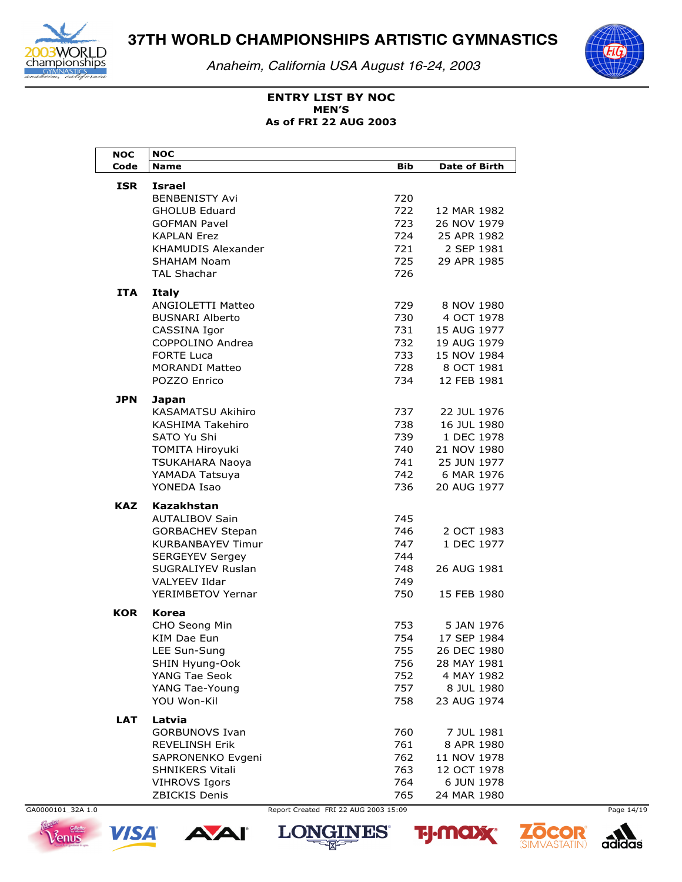# 37TH WORLD CHAMPIONSHIPS ARTISTIC GYMNASTICS

*Anaheim, California USA August 16-24, 2003*

**ENTRY LIST BY NOC**
**MEN'S**
**As of FRI 22 AUG 2003**

| NOC Code | NOC Name | Bib | Date of Birth |
|---|---|---|---|
| **ISR** | **Israel** | | |
| | BENBENISTY Avi | 720 | |
| | GHOLUB Eduard | 722 | 12 MAR 1982 |
| | GOFMAN Pavel | 723 | 26 NOV 1979 |
| | KAPLAN Erez | 724 | 25 APR 1982 |
| | KHAMUDIS Alexander | 721 | 2 SEP 1981 |
| | SHAHAM Noam | 725 | 29 APR 1985 |
| | TAL Shachar | 726 | |
| **ITA** | **Italy** | | |
| | ANGIOLETTI Matteo | 729 | 8 NOV 1980 |
| | BUSNARI Alberto | 730 | 4 OCT 1978 |
| | CASSINA Igor | 731 | 15 AUG 1977 |
| | COPPOLINO Andrea | 732 | 19 AUG 1979 |
| | FORTE Luca | 733 | 15 NOV 1984 |
| | MORANDI Matteo | 728 | 8 OCT 1981 |
| | POZZO Enrico | 734 | 12 FEB 1981 |
| **JPN** | **Japan** | | |
| | KASAMATSU Akihiro | 737 | 22 JUL 1976 |
| | KASHIMA Takehiro | 738 | 16 JUL 1980 |
| | SATO Yu Shi | 739 | 1 DEC 1978 |
| | TOMITA Hiroyuki | 740 | 21 NOV 1980 |
| | TSUKAHARA Naoya | 741 | 25 JUN 1977 |
| | YAMADA Tatsuya | 742 | 6 MAR 1976 |
| | YONEDA Isao | 736 | 20 AUG 1977 |
| **KAZ** | **Kazakhstan** | | |
| | AUTALIBOV Sain | 745 | |
| | GORBACHEV Stepan | 746 | 2 OCT 1983 |
| | KURBANBAYEV Timur | 747 | 1 DEC 1977 |
| | SERGEYEV Sergey | 744 | |
| | SUGRALIYEV Ruslan | 748 | 26 AUG 1981 |
| | VALYEEV Ildar | 749 | |
| | YERIMBETOV Yernar | 750 | 15 FEB 1980 |
| **KOR** | **Korea** | | |
| | CHO Seong Min | 753 | 5 JAN 1976 |
| | KIM Dae Eun | 754 | 17 SEP 1984 |
| | LEE Sun-Sung | 755 | 26 DEC 1980 |
| | SHIN Hyung-Ook | 756 | 28 MAY 1981 |
| | YANG Tae Seok | 752 | 4 MAY 1982 |
| | YANG Tae-Young | 757 | 8 JUL 1980 |
| | YOU Won-Kil | 758 | 23 AUG 1974 |
| **LAT** | **Latvia** | | |
| | GORBUNOVS Ivan | 760 | 7 JUL 1981 |
| | REVELINSH Erik | 761 | 8 APR 1980 |
| | SAPRONENKO Evgeni | 762 | 11 NOV 1978 |
| | SHNIKERS Vitali | 763 | 12 OCT 1978 |
| | VIHROVS Igors | 764 | 6 JUN 1978 |
| | ZBICKIS Denis | 765 | 24 MAR 1980 |

GA0000101 32A 1.0 Report Created FRI 22 AUG 2003 15:09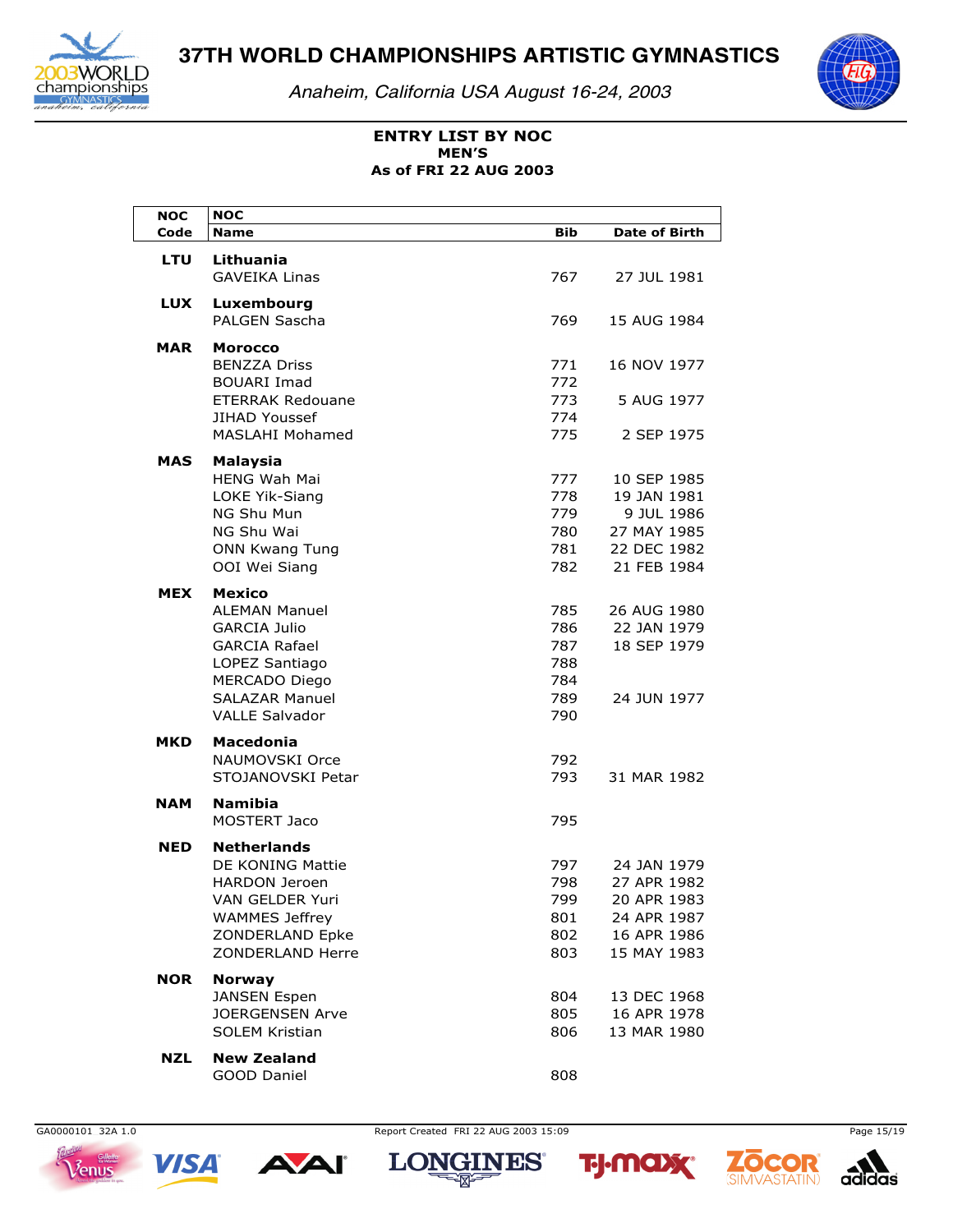# 37TH WORLD CHAMPIONSHIPS ARTISTIC GYMNASTICS

*Anaheim, California USA August 16-24, 2003*

**ENTRY LIST BY NOC**
**MEN'S**
**As of FRI 22 AUG 2003**

| NOC Code | NOC Name | Bib | Date of Birth |
|---|---|---|---|
| **LTU** | **Lithuania** | | |
| | GAVEIKA Linas | 767 | 27 JUL 1981 |
| **LUX** | **Luxembourg** | | |
| | PALGEN Sascha | 769 | 15 AUG 1984 |
| **MAR** | **Morocco** | | |
| | BENZZA Driss | 771 | 16 NOV 1977 |
| | BOUARI Imad | 772 | |
| | ETERRAK Redouane | 773 | 5 AUG 1977 |
| | JIHAD Youssef | 774 | |
| | MASLAHI Mohamed | 775 | 2 SEP 1975 |
| **MAS** | **Malaysia** | | |
| | HENG Wah Mai | 777 | 10 SEP 1985 |
| | LOKE Yik-Siang | 778 | 19 JAN 1981 |
| | NG Shu Mun | 779 | 9 JUL 1986 |
| | NG Shu Wai | 780 | 27 MAY 1985 |
| | ONN Kwang Tung | 781 | 22 DEC 1982 |
| | OOI Wei Siang | 782 | 21 FEB 1984 |
| **MEX** | **Mexico** | | |
| | ALEMAN Manuel | 785 | 26 AUG 1980 |
| | GARCIA Julio | 786 | 22 JAN 1979 |
| | GARCIA Rafael | 787 | 18 SEP 1979 |
| | LOPEZ Santiago | 788 | |
| | MERCADO Diego | 784 | |
| | SALAZAR Manuel | 789 | 24 JUN 1977 |
| | VALLE Salvador | 790 | |
| **MKD** | **Macedonia** | | |
| | NAUMOVSKI Orce | 792 | |
| | STOJANOVSKI Petar | 793 | 31 MAR 1982 |
| **NAM** | **Namibia** | | |
| | MOSTERT Jaco | 795 | |
| **NED** | **Netherlands** | | |
| | DE KONING Mattie | 797 | 24 JAN 1979 |
| | HARDON Jeroen | 798 | 27 APR 1982 |
| | VAN GELDER Yuri | 799 | 20 APR 1983 |
| | WAMMES Jeffrey | 801 | 24 APR 1987 |
| | ZONDERLAND Epke | 802 | 16 APR 1986 |
| | ZONDERLAND Herre | 803 | 15 MAY 1983 |
| **NOR** | **Norway** | | |
| | JANSEN Espen | 804 | 13 DEC 1968 |
| | JOERGENSEN Arve | 805 | 16 APR 1978 |
| | SOLEM Kristian | 806 | 13 MAR 1980 |
| **NZL** | **New Zealand** | | |
| | GOOD Daniel | 808 | |

GA0000101 32A 1.0 Report Created FRI 22 AUG 2003 15:09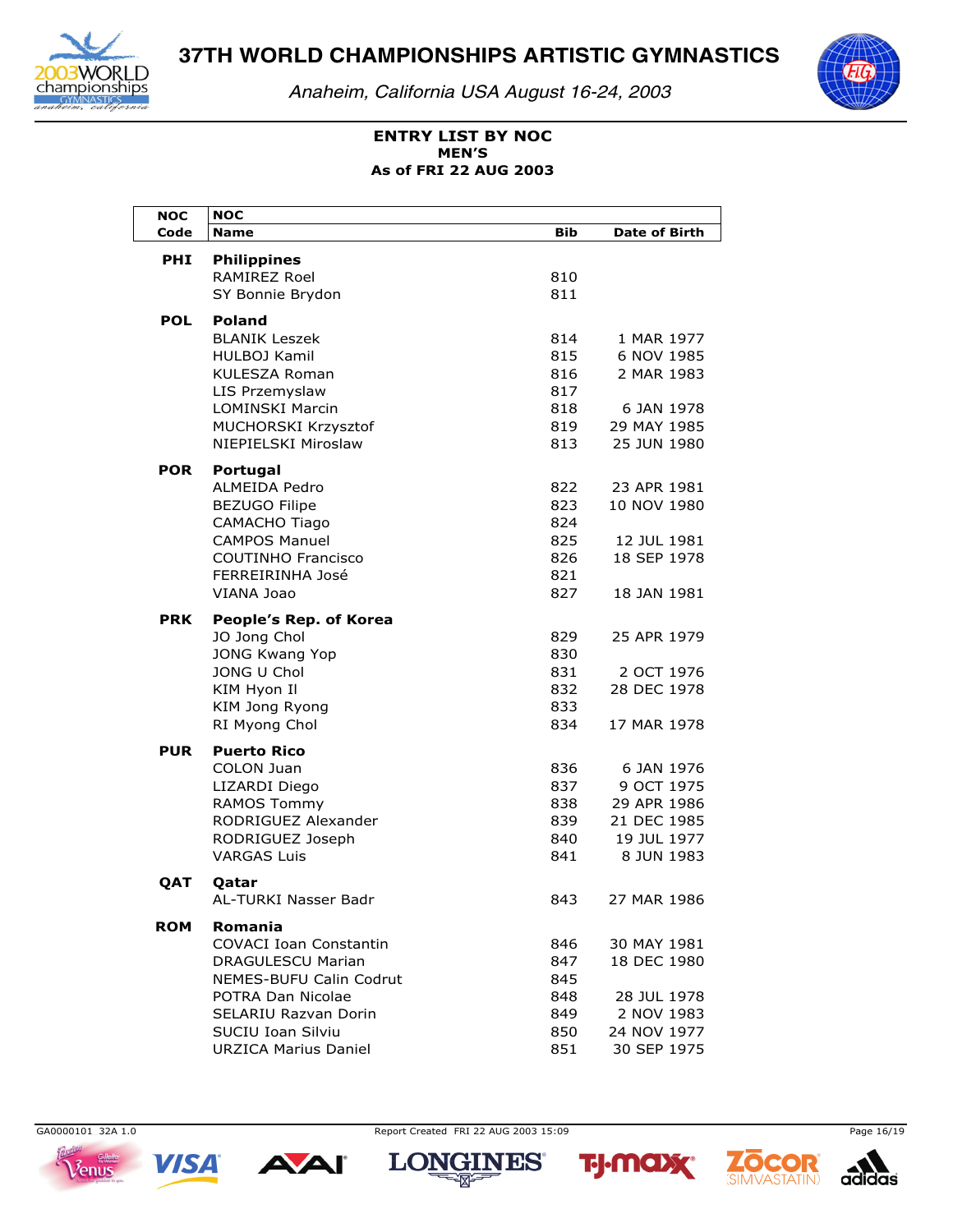# 37TH WORLD CHAMPIONSHIPS ARTISTIC GYMNASTICS

*Anaheim, California USA August 16-24, 2003*

**ENTRY LIST BY NOC**
**MEN'S**
**As of FRI 22 AUG 2003**

| NOC Code | NOC Name | Bib | Date of Birth |
|---|---|---|---|
| **PHI** | **Philippines** | | |
| | RAMIREZ Roel | 810 | |
| | SY Bonnie Brydon | 811 | |
| **POL** | **Poland** | | |
| | BLANIK Leszek | 814 | 1 MAR 1977 |
| | HULBOJ Kamil | 815 | 6 NOV 1985 |
| | KULESZA Roman | 816 | 2 MAR 1983 |
| | LIS Przemyslaw | 817 | |
| | LOMINSKI Marcin | 818 | 6 JAN 1978 |
| | MUCHORSKI Krzysztof | 819 | 29 MAY 1985 |
| | NIEPIELSKI Miroslaw | 813 | 25 JUN 1980 |
| **POR** | **Portugal** | | |
| | ALMEIDA Pedro | 822 | 23 APR 1981 |
| | BEZUGO Filipe | 823 | 10 NOV 1980 |
| | CAMACHO Tiago | 824 | |
| | CAMPOS Manuel | 825 | 12 JUL 1981 |
| | COUTINHO Francisco | 826 | 18 SEP 1978 |
| | FERREIRINHA José | 821 | |
| | VIANA Joao | 827 | 18 JAN 1981 |
| **PRK** | **People's Rep. of Korea** | | |
| | JO Jong Chol | 829 | 25 APR 1979 |
| | JONG Kwang Yop | 830 | |
| | JONG U Chol | 831 | 2 OCT 1976 |
| | KIM Hyon Il | 832 | 28 DEC 1978 |
| | KIM Jong Ryong | 833 | |
| | RI Myong Chol | 834 | 17 MAR 1978 |
| **PUR** | **Puerto Rico** | | |
| | COLON Juan | 836 | 6 JAN 1976 |
| | LIZARDI Diego | 837 | 9 OCT 1975 |
| | RAMOS Tommy | 838 | 29 APR 1986 |
| | RODRIGUEZ Alexander | 839 | 21 DEC 1985 |
| | RODRIGUEZ Joseph | 840 | 19 JUL 1977 |
| | VARGAS Luis | 841 | 8 JUN 1983 |
| **QAT** | **Qatar** | | |
| | AL-TURKI Nasser Badr | 843 | 27 MAR 1986 |
| **ROM** | **Romania** | | |
| | COVACI Ioan Constantin | 846 | 30 MAY 1981 |
| | DRAGULESCU Marian | 847 | 18 DEC 1980 |
| | NEMES-BUFU Calin Codrut | 845 | |
| | POTRA Dan Nicolae | 848 | 28 JUL 1978 |
| | SELARIU Razvan Dorin | 849 | 2 NOV 1983 |
| | SUCIU Ioan Silviu | 850 | 24 NOV 1977 |
| | URZICA Marius Daniel | 851 | 30 SEP 1975 |

GA0000101 32A 1.0 Report Created FRI 22 AUG 2003 15:09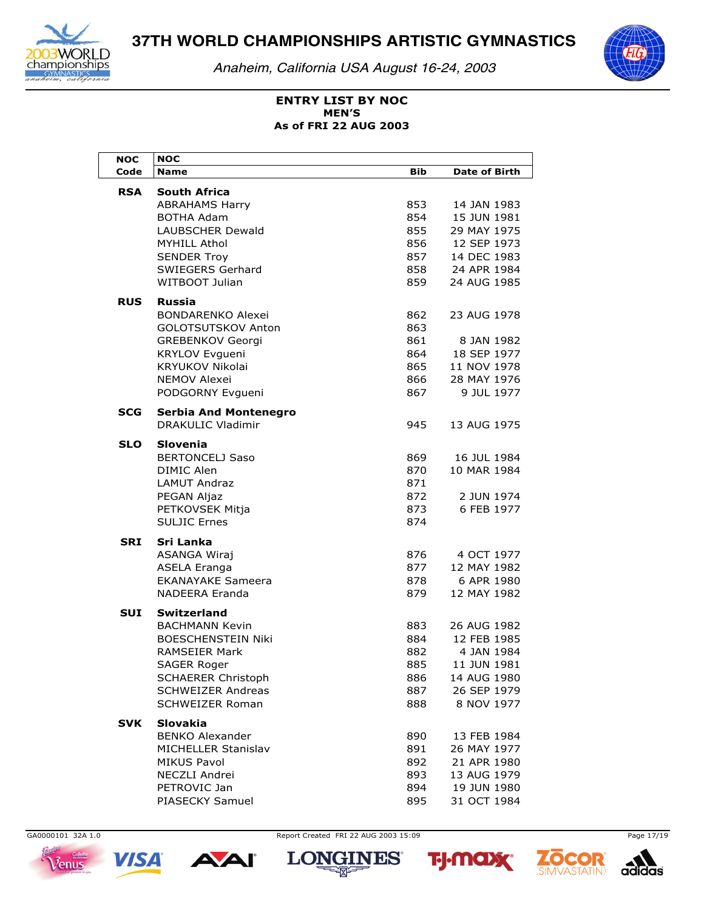# 37TH WORLD CHAMPIONSHIPS ARTISTIC GYMNASTICS

*Anaheim, California USA August 16-24, 2003*

**ENTRY LIST BY NOC**
**MEN'S**
**As of FRI 22 AUG 2003**

| NOC Code | NOC Name | Bib | Date of Birth |
|---|---|---|---|
| **RSA** | **South Africa** | | |
| | ABRAHAMS Harry | 853 | 14 JAN 1983 |
| | BOTHA Adam | 854 | 15 JUN 1981 |
| | LAUBSCHER Dewald | 855 | 29 MAY 1975 |
| | MYHILL Athol | 856 | 12 SEP 1973 |
| | SENDER Troy | 857 | 14 DEC 1983 |
| | SWIEGERS Gerhard | 858 | 24 APR 1984 |
| | WITBOOT Julian | 859 | 24 AUG 1985 |
| **RUS** | **Russia** | | |
| | BONDARENKO Alexei | 862 | 23 AUG 1978 |
| | GOLOTSUTSKOV Anton | 863 | |
| | GREBENKOV Georgi | 861 | 8 JAN 1982 |
| | KRYLOV Evgueni | 864 | 18 SEP 1977 |
| | KRYUKOV Nikolai | 865 | 11 NOV 1978 |
| | NEMOV Alexei | 866 | 28 MAY 1976 |
| | PODGORNY Evgueni | 867 | 9 JUL 1977 |
| **SCG** | **Serbia And Montenegro** | | |
| | DRAKULIC Vladimir | 945 | 13 AUG 1975 |
| **SLO** | **Slovenia** | | |
| | BERTONCELJ Saso | 869 | 16 JUL 1984 |
| | DIMIC Alen | 870 | 10 MAR 1984 |
| | LAMUT Andraz | 871 | |
| | PEGAN Aljaz | 872 | 2 JUN 1974 |
| | PETKOVSEK Mitja | 873 | 6 FEB 1977 |
| | SULJIC Ernes | 874 | |
| **SRI** | **Sri Lanka** | | |
| | ASANGA Wiraj | 876 | 4 OCT 1977 |
| | ASELA Eranga | 877 | 12 MAY 1982 |
| | EKANAYAKE Sameera | 878 | 6 APR 1980 |
| | NADEERA Eranda | 879 | 12 MAY 1982 |
| **SUI** | **Switzerland** | | |
| | BACHMANN Kevin | 883 | 26 AUG 1982 |
| | BOESCHENSTEIN Niki | 884 | 12 FEB 1985 |
| | RAMSEIER Mark | 882 | 4 JAN 1984 |
| | SAGER Roger | 885 | 11 JUN 1981 |
| | SCHAERER Christoph | 886 | 14 AUG 1980 |
| | SCHWEIZER Andreas | 887 | 26 SEP 1979 |
| | SCHWEIZER Roman | 888 | 8 NOV 1977 |
| **SVK** | **Slovakia** | | |
| | BENKO Alexander | 890 | 13 FEB 1984 |
| | MICHELLER Stanislav | 891 | 26 MAY 1977 |
| | MIKUS Pavol | 892 | 21 APR 1980 |
| | NECZLI Andrei | 893 | 13 AUG 1979 |
| | PETROVIC Jan | 894 | 19 JUN 1980 |
| | PIASECKY Samuel | 895 | 31 OCT 1984 |

GA0000101 32A 1.0 Report Created FRI 22 AUG 2003 15:09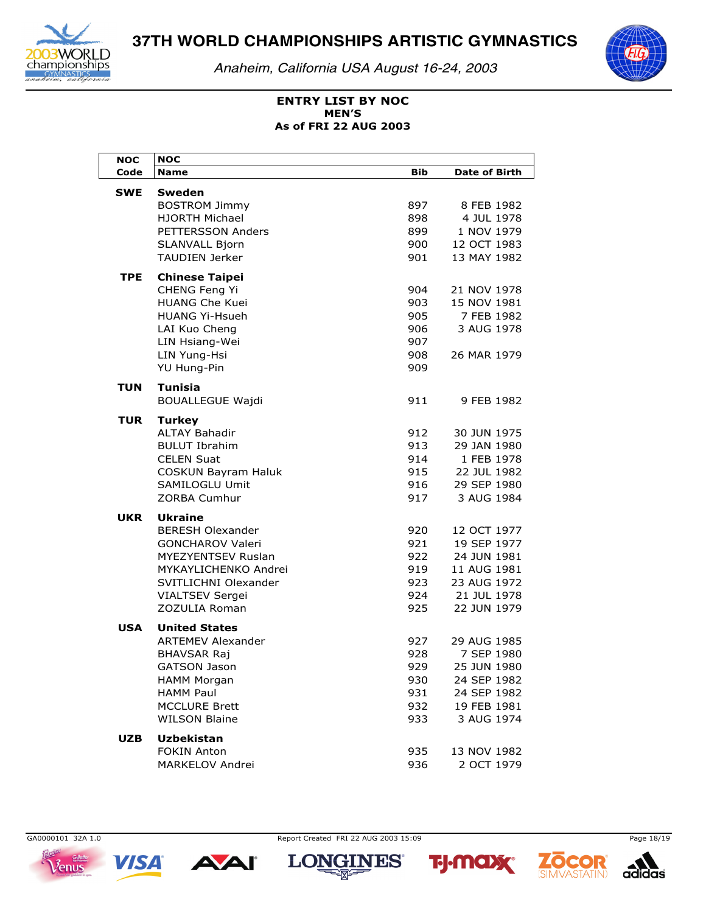# 37TH WORLD CHAMPIONSHIPS ARTISTIC GYMNASTICS

*Anaheim, California USA August 16-24, 2003*

**ENTRY LIST BY NOC**
**MEN'S**
**As of FRI 22 AUG 2003**

| NOC Code | NOC Name | Bib | Date of Birth |
|---|---|---|---|
| **SWE** | **Sweden** | | |
| | BOSTROM Jimmy | 897 | 8 FEB 1982 |
| | HJORTH Michael | 898 | 4 JUL 1978 |
| | PETTERSSON Anders | 899 | 1 NOV 1979 |
| | SLANVALL Bjorn | 900 | 12 OCT 1983 |
| | TAUDIEN Jerker | 901 | 13 MAY 1982 |
| **TPE** | **Chinese Taipei** | | |
| | CHENG Feng Yi | 904 | 21 NOV 1978 |
| | HUANG Che Kuei | 903 | 15 NOV 1981 |
| | HUANG Yi-Hsueh | 905 | 7 FEB 1982 |
| | LAI Kuo Cheng | 906 | 3 AUG 1978 |
| | LIN Hsiang-Wei | 907 | |
| | LIN Yung-Hsi | 908 | 26 MAR 1979 |
| | YU Hung-Pin | 909 | |
| **TUN** | **Tunisia** | | |
| | BOUALLEGUE Wajdi | 911 | 9 FEB 1982 |
| **TUR** | **Turkey** | | |
| | ALTAY Bahadir | 912 | 30 JUN 1975 |
| | BULUT Ibrahim | 913 | 29 JAN 1980 |
| | CELEN Suat | 914 | 1 FEB 1978 |
| | COSKUN Bayram Haluk | 915 | 22 JUL 1982 |
| | SAMILOGLU Umit | 916 | 29 SEP 1980 |
| | ZORBA Cumhur | 917 | 3 AUG 1984 |
| **UKR** | **Ukraine** | | |
| | BERESH Olexander | 920 | 12 OCT 1977 |
| | GONCHAROV Valeri | 921 | 19 SEP 1977 |
| | MYEZYENTSEV Ruslan | 922 | 24 JUN 1981 |
| | MYKAYLICHENKO Andrei | 919 | 11 AUG 1981 |
| | SVITLICHNI Olexander | 923 | 23 AUG 1972 |
| | VIALTSEV Sergei | 924 | 21 JUL 1978 |
| | ZOZULIA Roman | 925 | 22 JUN 1979 |
| **USA** | **United States** | | |
| | ARTEMEV Alexander | 927 | 29 AUG 1985 |
| | BHAVSAR Raj | 928 | 7 SEP 1980 |
| | GATSON Jason | 929 | 25 JUN 1980 |
| | HAMM Morgan | 930 | 24 SEP 1982 |
| | HAMM Paul | 931 | 24 SEP 1982 |
| | MCCLURE Brett | 932 | 19 FEB 1981 |
| | WILSON Blaine | 933 | 3 AUG 1974 |
| **UZB** | **Uzbekistan** | | |
| | FOKIN Anton | 935 | 13 NOV 1982 |
| | MARKELOV Andrei | 936 | 2 OCT 1979 |

GA0000101 32A 1.0 — Report Created FRI 22 AUG 2003 15:09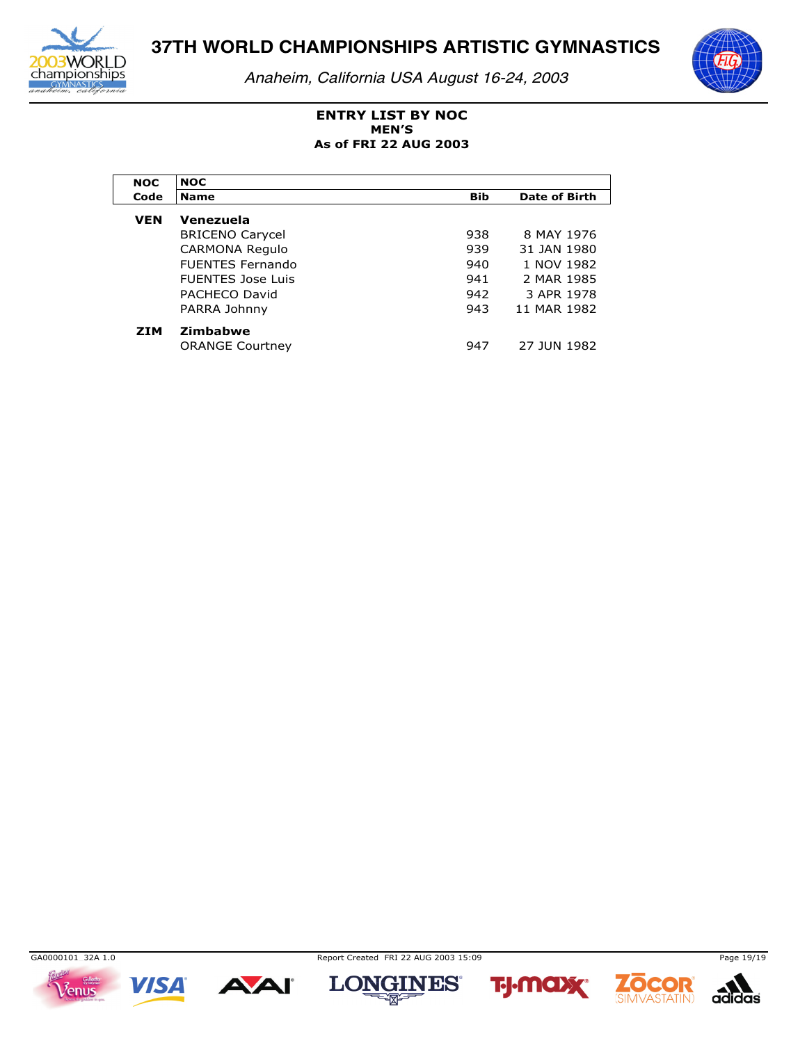**ENTRY LIST BY NOC**
**MEN'S**
**As of FRI 22 AUG 2003**

| NOC Code | NOC Name | Bib | Date of Birth |
|---|---|---|---|
| **VEN** | **Venezuela** | | |
| | BRICENO Carycel | 938 | 8 MAY 1976 |
| | CARMONA Regulo | 939 | 31 JAN 1980 |
| | FUENTES Fernando | 940 | 1 NOV 1982 |
| | FUENTES Jose Luis | 941 | 2 MAR 1985 |
| | PACHECO David | 942 | 3 APR 1978 |
| | PARRA Johnny | 943 | 11 MAR 1982 |
| **ZIM** | **Zimbabwe** | | |
| | ORANGE Courtney | 947 | 27 JUN 1982 |